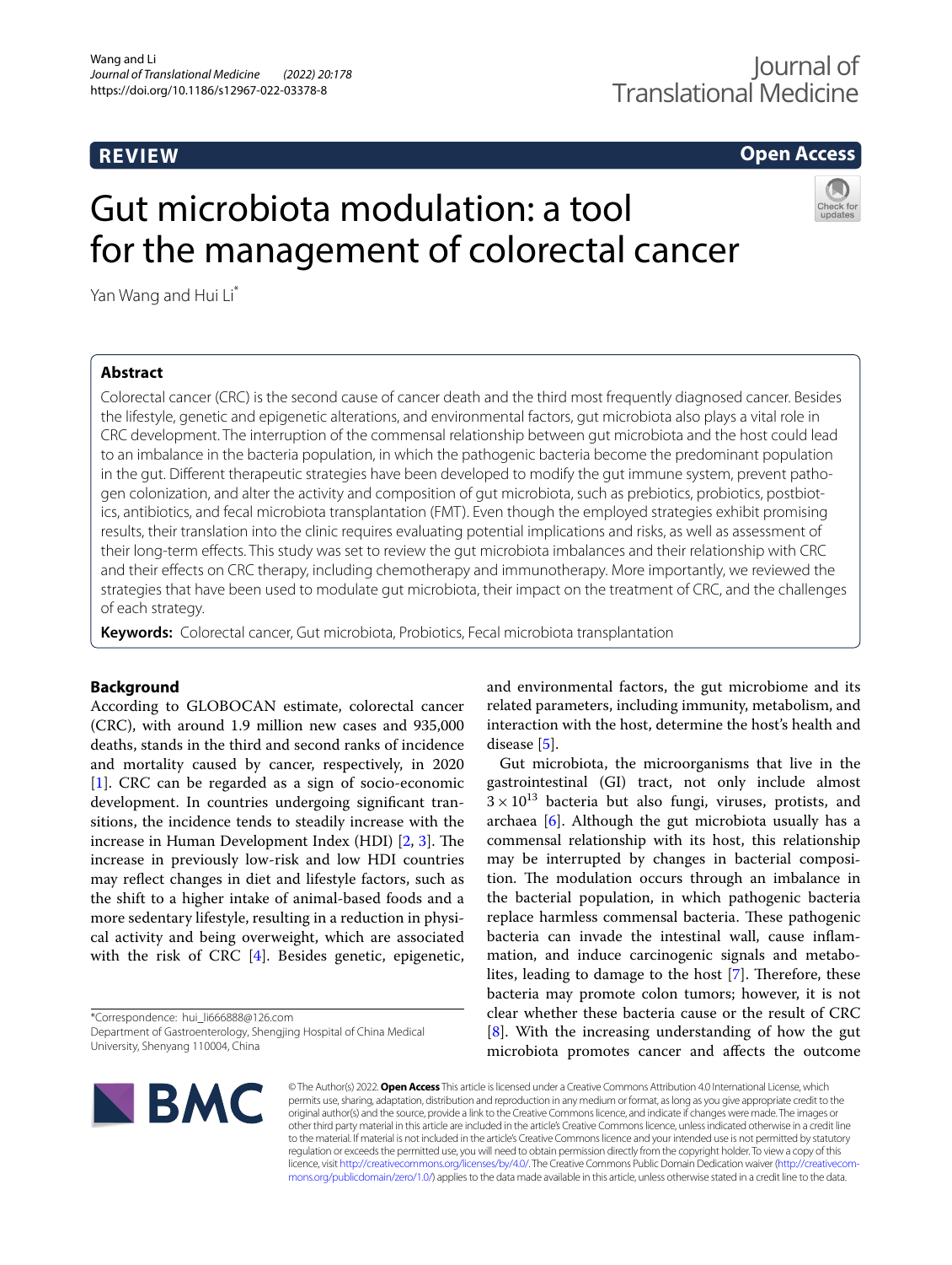REVIEW

Open Access

# Gut microbiota modulation: a tool for the management of colorectal cancer

Yan Wang and Hui Li*

## Abstract

Colorectal cancer (CRC) is the second cause of cancer death and the third most frequently diagnosed cancer. Besides the lifestyle, genetic and epigenetic alterations, and environmental factors, gut microbiota also plays a vital role in CRC development. The interruption of the commensal relationship between gut microbiota and the host could lead to an imbalance in the bacteria population, in which the pathogenic bacteria become the predominant population in the gut. Different therapeutic strategies have been developed to modify the gut immune system, prevent pathogen colonization, and alter the activity and composition of gut microbiota, such as prebiotics, probiotics, postbiotics, antibiotics, and fecal microbiota transplantation (FMT). Even though the employed strategies exhibit promising results, their translation into the clinic requires evaluating potential implications and risks, as well as assessment of their long-term effects. This study was set to review the gut microbiota imbalances and their relationship with CRC and their effects on CRC therapy, including chemotherapy and immunotherapy. More importantly, we reviewed the strategies that have been used to modulate gut microbiota, their impact on the treatment of CRC, and the challenges of each strategy.

**Keywords:** Colorectal cancer, Gut microbiota, Probiotics, Fecal microbiota transplantation

## Background

According to GLOBOCAN estimate, colorectal cancer (CRC), with around 1.9 million new cases and 935,000 deaths, stands in the third and second ranks of incidence and mortality caused by cancer, respectively, in 2020 [1]. CRC can be regarded as a sign of socio-economic development. In countries undergoing significant transitions, the incidence tends to steadily increase with the increase in Human Development Index (HDI) [2, 3]. The increase in previously low-risk and low HDI countries may reflect changes in diet and lifestyle factors, such as the shift to a higher intake of animal-based foods and a more sedentary lifestyle, resulting in a reduction in physical activity and being overweight, which are associated with the risk of CRC [4]. Besides genetic, epigenetic, and environmental factors, the gut microbiome and its related parameters, including immunity, metabolism, and interaction with the host, determine the host's health and disease [5].

Gut microbiota, the microorganisms that live in the gastrointestinal (GI) tract, not only include almost $3 \times 10^{13}$ bacteria but also fungi, viruses, protists, and archaea [6]. Although the gut microbiota usually has a commensal relationship with its host, this relationship may be interrupted by changes in bacterial composition. The modulation occurs through an imbalance in the bacterial population, in which pathogenic bacteria replace harmless commensal bacteria. These pathogenic bacteria can invade the intestinal wall, cause inflammation, and induce carcinogenic signals and metabolites, leading to damage to the host [7]. Therefore, these bacteria may promote colon tumors; however, it is not clear whether these bacteria cause or the result of CRC [8]. With the increasing understanding of how the gut microbiota promotes cancer and affects the outcome

*Correspondence: hui_li666888@126.com
Department of Gastroenterology, Shengjing Hospital of China Medical University, Shenyang 110004, China

© The Author(s) 2022. **Open Access** This article is licensed under a Creative Commons Attribution 4.0 International License, which permits use, sharing, adaptation, distribution and reproduction in any medium or format, as long as you give appropriate credit to the original author(s) and the source, provide a link to the Creative Commons licence, and indicate if changes were made. The images or other third party material in this article are included in the article's Creative Commons licence, unless indicated otherwise in a credit line to the material. If material is not included in the article's Creative Commons licence and your intended use is not permitted by statutory regulation or exceeds the permitted use, you will need to obtain permission directly from the copyright holder. To view a copy of this licence, visit http://creativecommons.org/licenses/by/4.0/. The Creative Commons Public Domain Dedication waiver (http://creativecommons.org/publicdomain/zero/1.0/) applies to the data made available in this article, unless otherwise stated in a credit line to the data.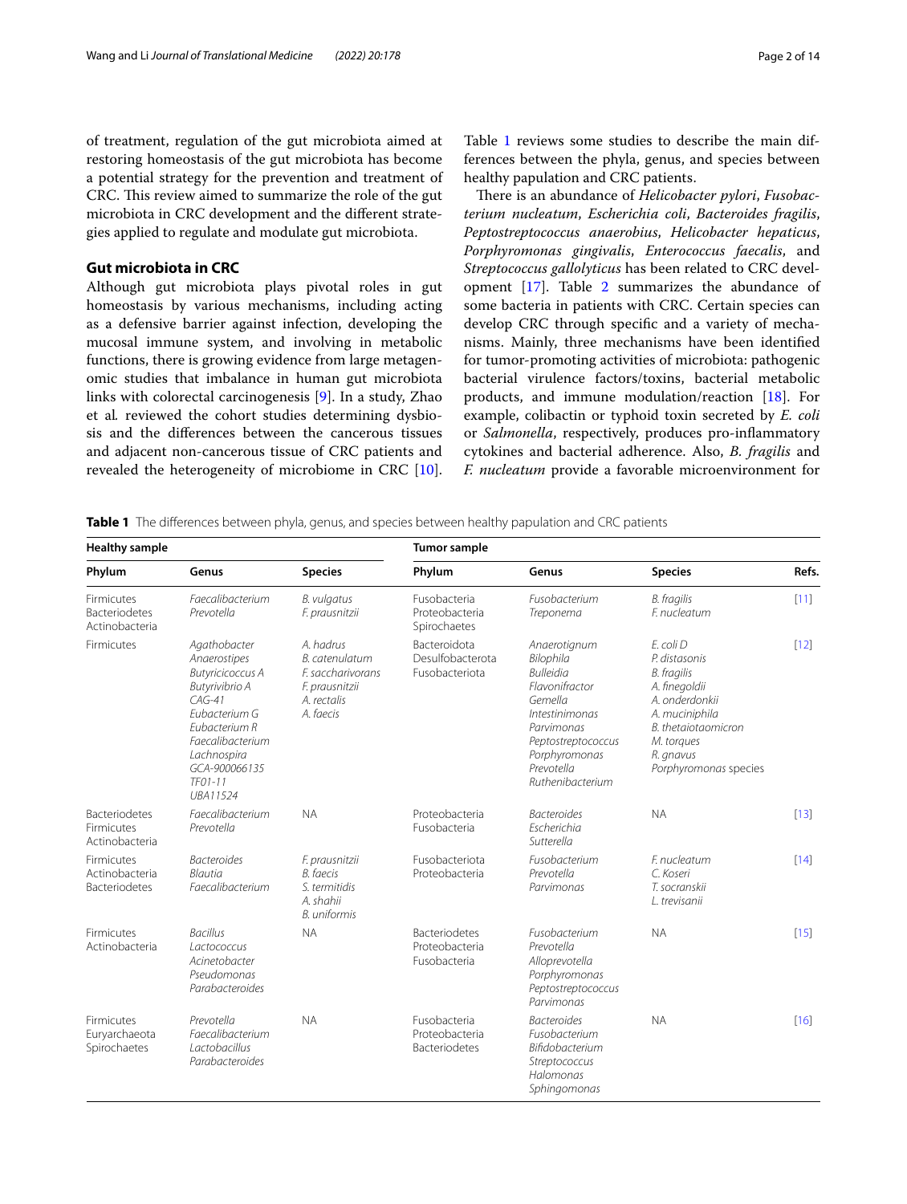of treatment, regulation of the gut microbiota aimed at restoring homeostasis of the gut microbiota has become a potential strategy for the prevention and treatment of CRC. This review aimed to summarize the role of the gut microbiota in CRC development and the different strategies applied to regulate and modulate gut microbiota.

## Gut microbiota in CRC

Although gut microbiota plays pivotal roles in gut homeostasis by various mechanisms, including acting as a defensive barrier against infection, developing the mucosal immune system, and involving in metabolic functions, there is growing evidence from large metagenomic studies that imbalance in human gut microbiota links with colorectal carcinogenesis [9]. In a study, Zhao et al*.* reviewed the cohort studies determining dysbiosis and the differences between the cancerous tissues and adjacent non-cancerous tissue of CRC patients and revealed the heterogeneity of microbiome in CRC [10]. Table 1 reviews some studies to describe the main differences between the phyla, genus, and species between healthy population and CRC patients.

There is an abundance of *Helicobacter pylori*, *Fusobacterium nucleatum*, *Escherichia coli*, *Bacteroides fragilis*, *Peptostreptococcus anaerobius*, *Helicobacter hepaticus*, *Porphyromonas gingivalis*, *Enterococcus faecalis*, and *Streptococcus gallolyticus* has been related to CRC development [17]. Table 2 summarizes the abundance of some bacteria in patients with CRC. Certain species can develop CRC through specific and a variety of mechanisms. Mainly, three mechanisms have been identified for tumor-promoting activities of microbiota: pathogenic bacterial virulence factors/toxins, bacterial metabolic products, and immune modulation/reaction [18]. For example, colibactin or typhoid toxin secreted by *E. coli* or *Salmonella*, respectively, produces pro-inflammatory cytokines and bacterial adherence. Also, *B. fragilis* and *F. nucleatum* provide a favorable microenvironment for

**Table 1** The differences between phyla, genus, and species between healthy papulation and CRC patients

| Healthy sample | | | Tumor sample | | | |
|---|---|---|---|---|---|---|
| Phylum | Genus | Species | Phylum | Genus | Species | Refs. |
| Firmicutes<br>Bacteriodetes<br>Actinobacteria | *Faecalibacterium*<br>*Prevotella* | *B. vulgatus*<br>*F. prausnitzii* | Fusobacteria<br>Proteobacteria<br>Spirochaetes | *Fusobacterium*<br>*Treponema* | *B. fragilis*<br>*F. nucleatum* | [11] |
| Firmicutes | *Agathobacter*<br>*Anaerostipes*<br>*Butyricicoccus A*<br>*Butyrivibrio A*<br>*CAG-41*<br>*Eubacterium G*<br>*Eubacterium R*<br>*Faecalibacterium*<br>*Lachnospira*<br>*GCA-900066135*<br>*TF01-11*<br>*UBA11524* | *A. hadrus*<br>*B. catenulatum*<br>*F. saccharivorans*<br>*F. prausnitzii*<br>*A. rectalis*<br>*A. faecis* | Bacteroidota<br>Desulfobacterota<br>Fusobacteriota | *Anaerotignum*<br>*Bilophila*<br>*Bulleidia*<br>*Flavonifractor*<br>*Gemella*<br>*Intestinimonas*<br>*Parvimonas*<br>*Peptostreptococcus*<br>*Porphyromonas*<br>*Prevotella*<br>*Ruthenibacterium* | *E. coli D*<br>*P. distasonis*<br>*B. fragilis*<br>*A. finegoldii*<br>*A. onderdonkii*<br>*A. muciniphila*<br>*B. thetaiotaomicron*<br>*M. torques*<br>*R. gnavus*<br>*Porphyromonas species* | [12] |
| Bacteriodetes<br>Firmicutes<br>Actinobacteria | *Faecalibacterium*<br>*Prevotella* | NA | Proteobacteria<br>Fusobacteria | *Bacteroides*<br>*Escherichia*<br>*Sutterella* | NA | [13] |
| Firmicutes<br>Actinobacteria<br>Bacteriodetes | *Bacteroides*<br>*Blautia*<br>*Faecalibacterium* | *F. prausnitzii*<br>*B. faecis*<br>*S. termitidis*<br>*A. shahii*<br>*B. uniformis* | Fusobacteriota<br>Proteobacteria | *Fusobacterium*<br>*Prevotella*<br>*Parvimonas* | *F. nucleatum*<br>*C. Koseri*<br>*T. socranskii*<br>*L. trevisanii* | [14] |
| Firmicutes<br>Actinobacteria | *Bacillus*<br>*Lactococcus*<br>*Acinetobacter*<br>*Pseudomonas*<br>*Parabacteroides* | NA | Bacteriodetes<br>Proteobacteria<br>Fusobacteria | *Fusobacterium*<br>*Prevotella*<br>*Alloprevotella*<br>*Porphyromonas*<br>*Peptostreptococcus*<br>*Parvimonas* | NA | [15] |
| Firmicutes<br>Euryarchaeota<br>Spirochaetes | *Prevotella*<br>*Faecalibacterium*<br>*Lactobacillus*<br>*Parabacteroides* | NA | Fusobacteria<br>Proteobacteria<br>Bacteriodetes | *Bacteroides*<br>*Fusobacterium*<br>*Bifidobacterium*<br>*Streptococcus*<br>*Halomonas*<br>*Sphingomonas* | NA | [16] |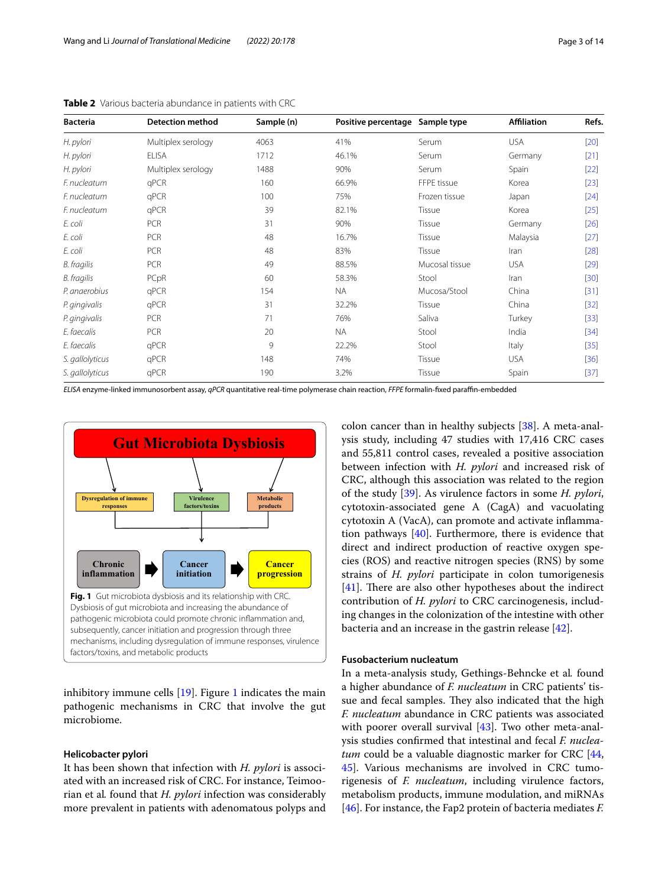**Table 2** Various bacteria abundance in patients with CRC

| Bacteria | Detection method | Sample (n) | Positive percentage | Sample type | Affiliation | Refs. |
|---|---|---|---|---|---|---|
| *H. pylori* | Multiplex serology | 4063 | 41% | Serum | USA | [20] |
| *H. pylori* | ELISA | 1712 | 46.1% | Serum | Germany | [21] |
| *H. pylori* | Multiplex serology | 1488 | 90% | Serum | Spain | [22] |
| *F. nucleatum* | qPCR | 160 | 66.9% | FFPE tissue | Korea | [23] |
| *F. nucleatum* | qPCR | 100 | 75% | Frozen tissue | Japan | [24] |
| *F. nucleatum* | qPCR | 39 | 82.1% | Tissue | Korea | [25] |
| *E. coli* | PCR | 31 | 90% | Tissue | Germany | [26] |
| *E. coli* | PCR | 48 | 16.7% | Tissue | Malaysia | [27] |
| *E. coli* | PCR | 48 | 83% | Tissue | Iran | [28] |
| *B. fragilis* | PCR | 49 | 88.5% | Mucosal tissue | USA | [29] |
| *B. fragilis* | PCpR | 60 | 58.3% | Stool | Iran | [30] |
| *P. anaerobius* | qPCR | 154 | NA | Mucosa/Stool | China | [31] |
| *P. gingivalis* | qPCR | 31 | 32.2% | Tissue | China | [32] |
| *P. gingivalis* | PCR | 71 | 76% | Saliva | Turkey | [33] |
| *E. faecalis* | PCR | 20 | NA | Stool | India | [34] |
| *E. faecalis* | qPCR | 9 | 22.2% | Stool | Italy | [35] |
| *S. gallolyticus* | qPCR | 148 | 74% | Tissue | USA | [36] |
| *S. gallolyticus* | qPCR | 190 | 3.2% | Tissue | Spain | [37] |

*ELISA* enzyme-linked immunosorbent assay, *qPCR* quantitative real-time polymerase chain reaction, *FFPE* formalin-fixed paraffin-embedded

**Fig. 1** Gut microbiota dysbiosis and its relationship with CRC. Dysbiosis of gut microbiota and increasing the abundance of pathogenic microbiota could promote chronic inflammation and, subsequently, cancer initiation and progression through three mechanisms, including dysregulation of immune responses, virulence factors/toxins, and metabolic products

inhibitory immune cells [19]. Figure 1 indicates the main pathogenic mechanisms in CRC that involve the gut microbiome.

### Helicobacter pylori

It has been shown that infection with *H. pylori* is associated with an increased risk of CRC. For instance, Teimoorian et al. found that *H. pylori* infection was considerably more prevalent in patients with adenomatous polyps and colon cancer than in healthy subjects [38]. A meta-analysis study, including 47 studies with 17,416 CRC cases and 55,811 control cases, revealed a positive association between infection with *H. pylori* and increased risk of CRC, although this association was related to the region of the study [39]. As virulence factors in some *H. pylori*, cytotoxin-associated gene A (CagA) and vacuolating cytotoxin A (VacA), can promote and activate inflammation pathways [40]. Furthermore, there is evidence that direct and indirect production of reactive oxygen species (ROS) and reactive nitrogen species (RNS) by some strains of *H. pylori* participate in colon tumorigenesis [41]. There are also other hypotheses about the indirect contribution of *H. pylori* to CRC carcinogenesis, including changes in the colonization of the intestine with other bacteria and an increase in the gastrin release [42].

### Fusobacterium nucleatum

In a meta-analysis study, Gethings-Behncke et al. found a higher abundance of *F. nucleatum* in CRC patients' tissue and fecal samples. They also indicated that the high *F. nucleatum* abundance in CRC patients was associated with poorer overall survival [43]. Two other meta-analysis studies confirmed that intestinal and fecal *F. nucleatum* could be a valuable diagnostic marker for CRC [44, 45]. Various mechanisms are involved in CRC tumorigenesis of *F. nucleatum*, including virulence factors, metabolism products, immune modulation, and miRNAs [46]. For instance, the Fap2 protein of bacteria mediates *F.*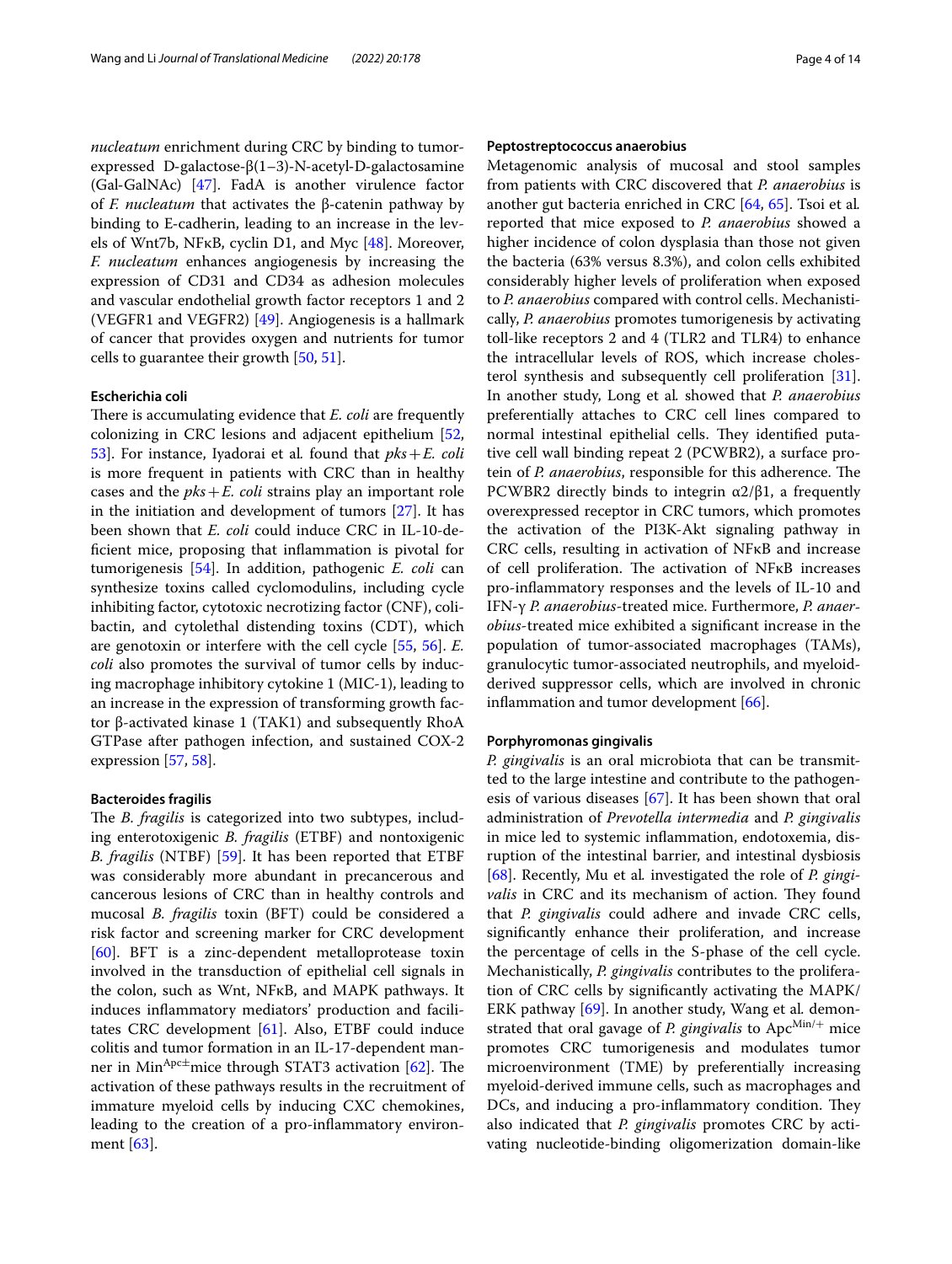*nucleatum* enrichment during CRC by binding to tumor-expressed D-galactose-β(1−3)-N-acetyl-D-galactosamine (Gal-GalNAc) [47]. FadA is another virulence factor of *F. nucleatum* that activates the β-catenin pathway by binding to E-cadherin, leading to an increase in the levels of Wnt7b, NFκB, cyclin D1, and Myc [48]. Moreover, *F. nucleatum* enhances angiogenesis by increasing the expression of CD31 and CD34 as adhesion molecules and vascular endothelial growth factor receptors 1 and 2 (VEGFR1 and VEGFR2) [49]. Angiogenesis is a hallmark of cancer that provides oxygen and nutrients for tumor cells to guarantee their growth [50, 51].

### Escherichia coli

There is accumulating evidence that *E. coli* are frequently colonizing in CRC lesions and adjacent epithelium [52, 53]. For instance, Iyadorai et al*.* found that *pks*+*E. coli* is more frequent in patients with CRC than in healthy cases and the *pks*+*E. coli* strains play an important role in the initiation and development of tumors [27]. It has been shown that *E. coli* could induce CRC in IL-10-deficient mice, proposing that inflammation is pivotal for tumorigenesis [54]. In addition, pathogenic *E. coli* can synthesize toxins called cyclomodulins, including cycle inhibiting factor, cytotoxic necrotizing factor (CNF), colibactin, and cytolethal distending toxins (CDT), which are genotoxin or interfere with the cell cycle [55, 56]. *E. coli* also promotes the survival of tumor cells by inducing macrophage inhibitory cytokine 1 (MIC-1), leading to an increase in the expression of transforming growth factor β-activated kinase 1 (TAK1) and subsequently RhoA GTPase after pathogen infection, and sustained COX-2 expression [57, 58].

### Bacteroides fragilis

The *B. fragilis* is categorized into two subtypes, including enterotoxigenic *B. fragilis* (ETBF) and nontoxigenic *B. fragilis* (NTBF) [59]. It has been reported that ETBF was considerably more abundant in precancerous and cancerous lesions of CRC than in healthy controls and mucosal *B. fragilis* toxin (BFT) could be considered a risk factor and screening marker for CRC development [60]. BFT is a zinc-dependent metalloprotease toxin involved in the transduction of epithelial cell signals in the colon, such as Wnt, NFκB, and MAPK pathways. It induces inflammatory mediators' production and facilitates CRC development [61]. Also, ETBF could induce colitis and tumor formation in an IL-17-dependent manner in $Min^{Apc\pm}$mice through STAT3 activation [62]. The activation of these pathways results in the recruitment of immature myeloid cells by inducing CXC chemokines, leading to the creation of a pro-inflammatory environment [63].

### Peptostreptococcus anaerobius

Metagenomic analysis of mucosal and stool samples from patients with CRC discovered that *P. anaerobius* is another gut bacteria enriched in CRC [64, 65]. Tsoi et al*.* reported that mice exposed to *P. anaerobius* showed a higher incidence of colon dysplasia than those not given the bacteria (63% versus 8.3%), and colon cells exhibited considerably higher levels of proliferation when exposed to *P. anaerobius* compared with control cells. Mechanistically, *P. anaerobius* promotes tumorigenesis by activating toll-like receptors 2 and 4 (TLR2 and TLR4) to enhance the intracellular levels of ROS, which increase cholesterol synthesis and subsequently cell proliferation [31]. In another study, Long et al*.* showed that *P. anaerobius* preferentially attaches to CRC cell lines compared to normal intestinal epithelial cells. They identified putative cell wall binding repeat 2 (PCWBR2), a surface protein of *P. anaerobius*, responsible for this adherence. The PCWBR2 directly binds to integrin α2/β1, a frequently overexpressed receptor in CRC tumors, which promotes the activation of the PI3K-Akt signaling pathway in CRC cells, resulting in activation of NFκB and increase of cell proliferation. The activation of NFκB increases pro-inflammatory responses and the levels of IL-10 and IFN-γ *P. anaerobius*-treated mice. Furthermore, *P. anaerobius*-treated mice exhibited a significant increase in the population of tumor-associated macrophages (TAMs), granulocytic tumor-associated neutrophils, and myeloid-derived suppressor cells, which are involved in chronic inflammation and tumor development [66].

### Porphyromonas gingivalis

*P. gingivalis* is an oral microbiota that can be transmitted to the large intestine and contribute to the pathogenesis of various diseases [67]. It has been shown that oral administration of *Prevotella intermedia* and *P. gingivalis* in mice led to systemic inflammation, endotoxemia, disruption of the intestinal barrier, and intestinal dysbiosis [68]. Recently, Mu et al*.* investigated the role of *P. gingivalis* in CRC and its mechanism of action. They found that *P. gingivalis* could adhere and invade CRC cells, significantly enhance their proliferation, and increase the percentage of cells in the S-phase of the cell cycle. Mechanistically, *P. gingivalis* contributes to the proliferation of CRC cells by significantly activating the MAPK/ERK pathway [69]. In another study, Wang et al*.* demonstrated that oral gavage of *P. gingivalis* to $Apc^{Min/+}$ mice promotes CRC tumorigenesis and modulates tumor microenvironment (TME) by preferentially increasing myeloid-derived immune cells, such as macrophages and DCs, and inducing a pro-inflammatory condition. They also indicated that *P. gingivalis* promotes CRC by activating nucleotide-binding oligomerization domain-like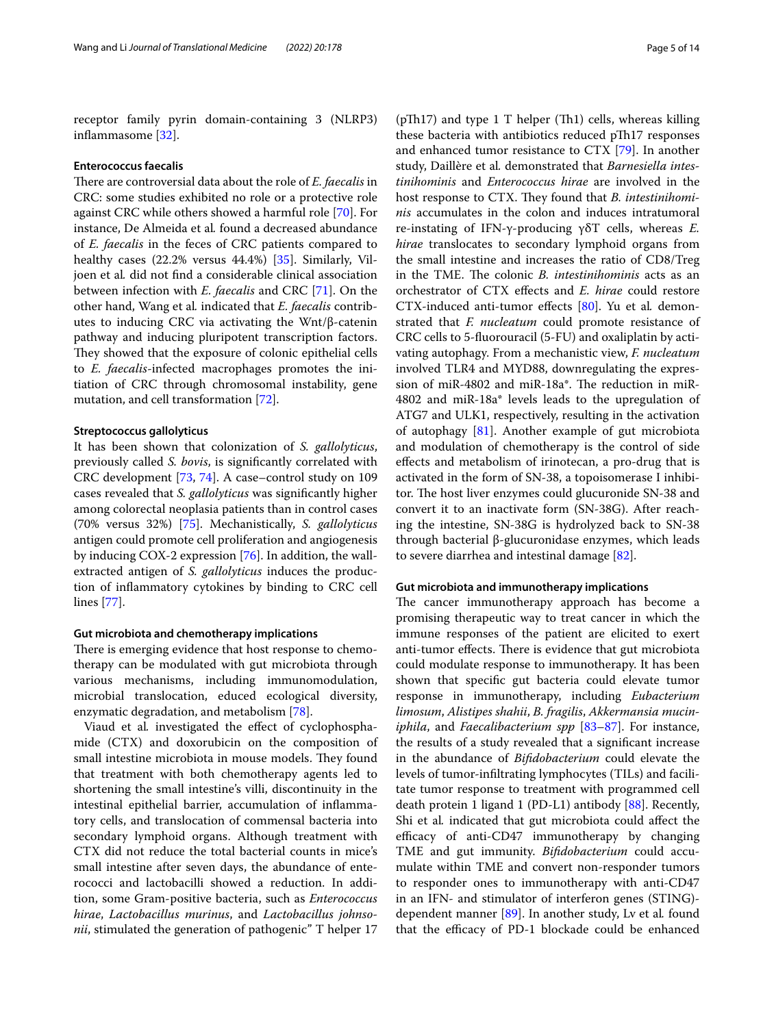receptor family pyrin domain-containing 3 (NLRP3) inflammasome [32].

### Enterococcus faecalis

There are controversial data about the role of *E. faecalis* in CRC: some studies exhibited no role or a protective role against CRC while others showed a harmful role [70]. For instance, De Almeida et al*.* found a decreased abundance of *E. faecalis* in the feces of CRC patients compared to healthy cases (22.2% versus 44.4%) [35]. Similarly, Viljoen et al*.* did not find a considerable clinical association between infection with *E. faecalis* and CRC [71]. On the other hand, Wang et al*.* indicated that *E. faecalis* contributes to inducing CRC via activating the Wnt/β-catenin pathway and inducing pluripotent transcription factors. They showed that the exposure of colonic epithelial cells to *E. faecalis*-infected macrophages promotes the initiation of CRC through chromosomal instability, gene mutation, and cell transformation [72].

### Streptococcus gallolyticus

It has been shown that colonization of *S. gallolyticus*, previously called *S. bovis*, is significantly correlated with CRC development [73, 74]. A case–control study on 109 cases revealed that *S. gallolyticus* was significantly higher among colorectal neoplasia patients than in control cases (70% versus 32%) [75]. Mechanistically, *S. gallolyticus* antigen could promote cell proliferation and angiogenesis by inducing COX-2 expression [76]. In addition, the wall-extracted antigen of *S. gallolyticus* induces the production of inflammatory cytokines by binding to CRC cell lines [77].

### Gut microbiota and chemotherapy implications

There is emerging evidence that host response to chemotherapy can be modulated with gut microbiota through various mechanisms, including immunomodulation, microbial translocation, educed ecological diversity, enzymatic degradation, and metabolism [78].

Viaud et al*.* investigated the effect of cyclophosphamide (CTX) and doxorubicin on the composition of small intestine microbiota in mouse models. They found that treatment with both chemotherapy agents led to shortening the small intestine's villi, discontinuity in the intestinal epithelial barrier, accumulation of inflammatory cells, and translocation of commensal bacteria into secondary lymphoid organs. Although treatment with CTX did not reduce the total bacterial counts in mice's small intestine after seven days, the abundance of enterococci and lactobacilli showed a reduction. In addition, some Gram-positive bacteria, such as *Enterococcus hirae*, *Lactobacillus murinus*, and *Lactobacillus johnsonii*, stimulated the generation of pathogenic" T helper 17 (pTh17) and type 1 T helper (Th1) cells, whereas killing these bacteria with antibiotics reduced pTh17 responses and enhanced tumor resistance to CTX [79]. In another study, Daillère et al*.* demonstrated that *Barnesiella intestinihominis* and *Enterococcus hirae* are involved in the host response to CTX. They found that *B. intestinihominis* accumulates in the colon and induces intratumoral re-instating of IFN-γ-producing γδT cells, whereas *E. hirae* translocates to secondary lymphoid organs from the small intestine and increases the ratio of CD8/Treg in the TME. The colonic *B. intestinihominis* acts as an orchestrator of CTX effects and *E. hirae* could restore CTX-induced anti-tumor effects [80]. Yu et al*.* demonstrated that *F. nucleatum* could promote resistance of CRC cells to 5-fluorouracil (5-FU) and oxaliplatin by activating autophagy. From a mechanistic view, *F. nucleatum* involved TLR4 and MYD88, downregulating the expression of miR-4802 and miR-18a*. The reduction in miR-4802 and miR-18a* levels leads to the upregulation of ATG7 and ULK1, respectively, resulting in the activation of autophagy [81]. Another example of gut microbiota and modulation of chemotherapy is the control of side effects and metabolism of irinotecan, a pro-drug that is activated in the form of SN-38, a topoisomerase I inhibitor. The host liver enzymes could glucuronide SN-38 and convert it to an inactivate form (SN-38G). After reaching the intestine, SN-38G is hydrolyzed back to SN-38 through bacterial β-glucuronidase enzymes, which leads to severe diarrhea and intestinal damage [82].

### Gut microbiota and immunotherapy implications

The cancer immunotherapy approach has become a promising therapeutic way to treat cancer in which the immune responses of the patient are elicited to exert anti-tumor effects. There is evidence that gut microbiota could modulate response to immunotherapy. It has been shown that specific gut bacteria could elevate tumor response in immunotherapy, including *Eubacterium limosum*, *Alistipes shahii*, *B. fragilis*, *Akkermansia muciniphila*, and *Faecalibacterium spp* [83–87]. For instance, the results of a study revealed that a significant increase in the abundance of *Bifidobacterium* could elevate the levels of tumor-infiltrating lymphocytes (TILs) and facilitate tumor response to treatment with programmed cell death protein 1 ligand 1 (PD-L1) antibody [88]. Recently, Shi et al*.* indicated that gut microbiota could affect the efficacy of anti-CD47 immunotherapy by changing TME and gut immunity. *Bifidobacterium* could accumulate within TME and convert non-responder tumors to responder ones to immunotherapy with anti-CD47 in an IFN- and stimulator of interferon genes (STING)-dependent manner [89]. In another study, Lv et al*.* found that the efficacy of PD-1 blockade could be enhanced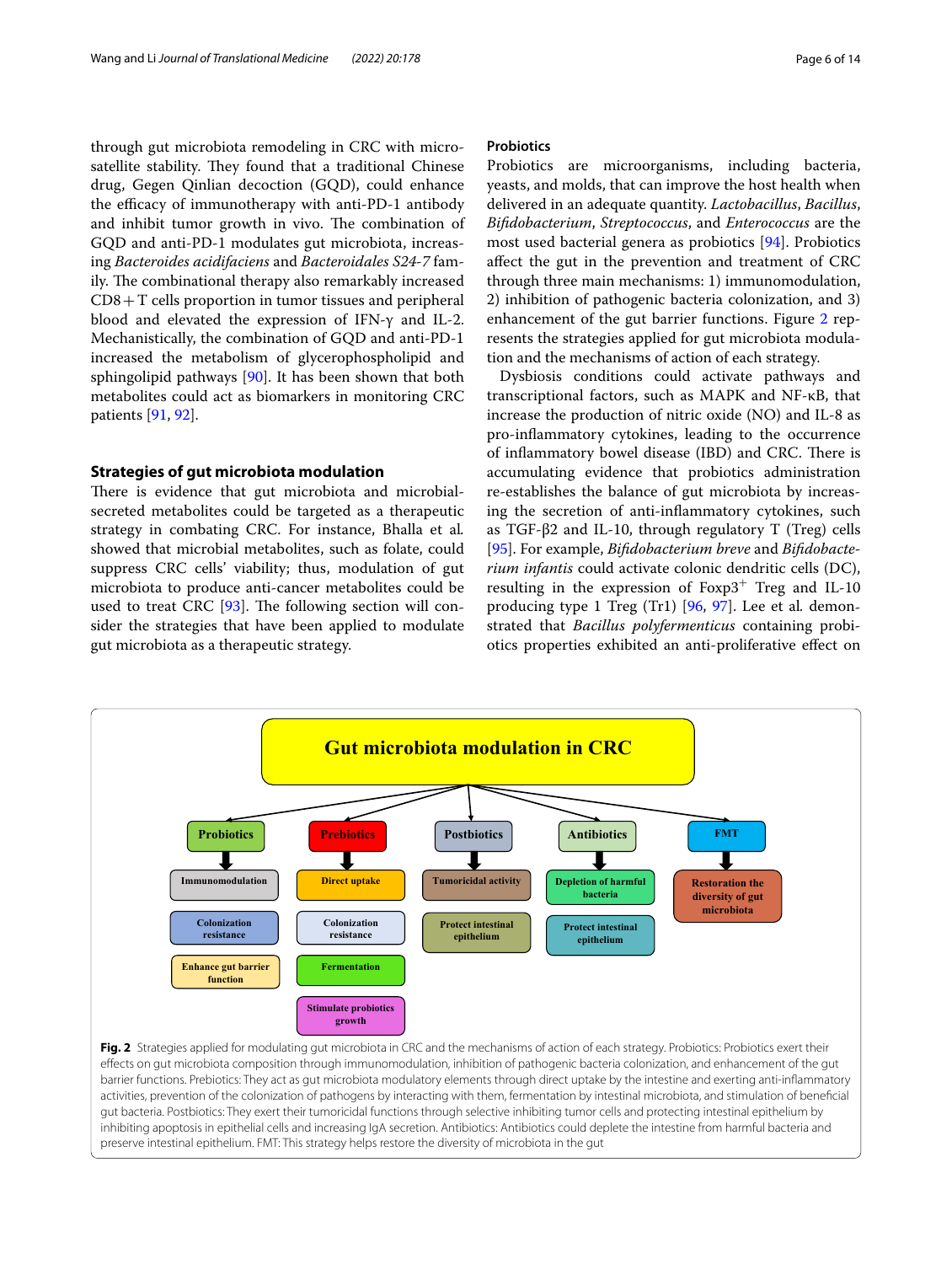through gut microbiota remodeling in CRC with microsatellite stability. They found that a traditional Chinese drug, Gegen Qinlian decoction (GQD), could enhance the efficacy of immunotherapy with anti-PD-1 antibody and inhibit tumor growth in vivo. The combination of GQD and anti-PD-1 modulates gut microbiota, increasing *Bacteroides acidifaciens* and *Bacteroidales S24-7* family. The combinational therapy also remarkably increased CD8 + T cells proportion in tumor tissues and peripheral blood and elevated the expression of IFN-γ and IL-2. Mechanistically, the combination of GQD and anti-PD-1 increased the metabolism of glycerophospholipid and sphingolipid pathways [90]. It has been shown that both metabolites could act as biomarkers in monitoring CRC patients [91, 92].

## Strategies of gut microbiota modulation

There is evidence that gut microbiota and microbial-secreted metabolites could be targeted as a therapeutic strategy in combating CRC. For instance, Bhalla et al. showed that microbial metabolites, such as folate, could suppress CRC cells' viability; thus, modulation of gut microbiota to produce anti-cancer metabolites could be used to treat CRC [93]. The following section will consider the strategies that have been applied to modulate gut microbiota as a therapeutic strategy.

### Probiotics

Probiotics are microorganisms, including bacteria, yeasts, and molds, that can improve the host health when delivered in an adequate quantity. *Lactobacillus*, *Bacillus*, *Bifidobacterium*, *Streptococcus*, and *Enterococcus* are the most used bacterial genera as probiotics [94]. Probiotics affect the gut in the prevention and treatment of CRC through three main mechanisms: 1) immunomodulation, 2) inhibition of pathogenic bacteria colonization, and 3) enhancement of the gut barrier functions. Figure 2 represents the strategies applied for gut microbiota modulation and the mechanisms of action of each strategy.

Dysbiosis conditions could activate pathways and transcriptional factors, such as MAPK and NF-κB, that increase the production of nitric oxide (NO) and IL-8 as pro-inflammatory cytokines, leading to the occurrence of inflammatory bowel disease (IBD) and CRC. There is accumulating evidence that probiotics administration re-establishes the balance of gut microbiota by increasing the secretion of anti-inflammatory cytokines, such as TGF-β2 and IL-10, through regulatory T (Treg) cells [95]. For example, *Bifidobacterium breve* and *Bifidobacterium infantis* could activate colonic dendritic cells (DC), resulting in the expression of Foxp3$^{+}$ Treg and IL-10 producing type 1 Treg (Tr1) [96, 97]. Lee et al. demonstrated that *Bacillus polyfermenticus* containing probiotics properties exhibited an anti-proliferative effect on

**Fig. 2** Strategies applied for modulating gut microbiota in CRC and the mechanisms of action of each strategy. Probiotics: Probiotics exert their effects on gut microbiota composition through immunomodulation, inhibition of pathogenic bacteria colonization, and enhancement of the gut barrier functions. Prebiotics: They act as gut microbiota modulatory elements through direct uptake by the intestine and exerting anti-inflammatory activities, prevention of the colonization of pathogens by interacting with them, fermentation by intestinal microbiota, and stimulation of beneficial gut bacteria. Postbiotics: They exert their tumoricidal functions through selective inhibiting tumor cells and protecting intestinal epithelium by inhibiting apoptosis in epithelial cells and increasing IgA secretion. Antibiotics: Antibiotics could deplete the intestine from harmful bacteria and preserve intestinal epithelium. FMT: This strategy helps restore the diversity of microbiota in the gut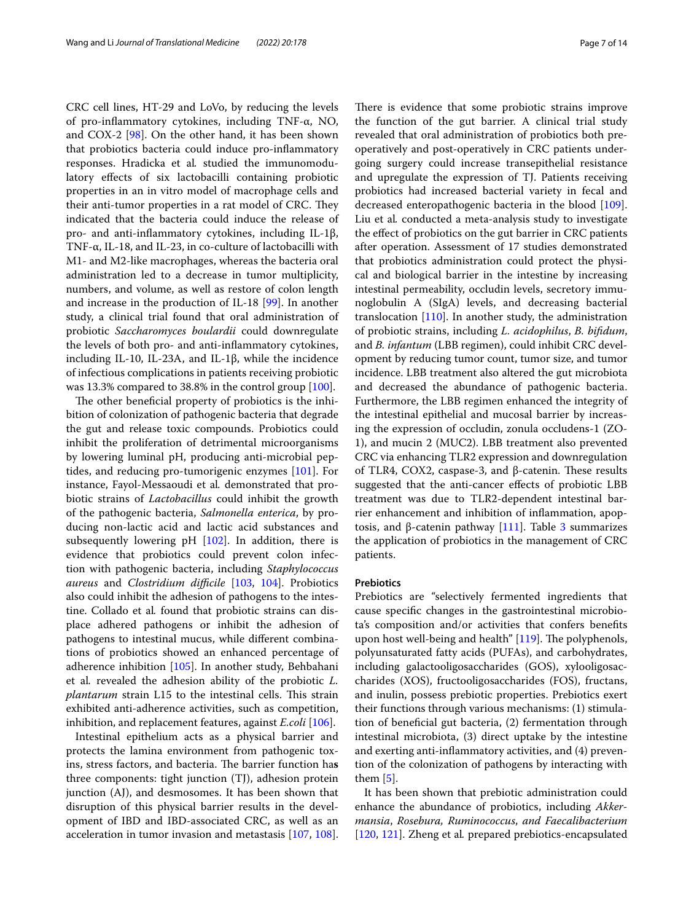CRC cell lines, HT-29 and LoVo, by reducing the levels of pro-inflammatory cytokines, including TNF-α, NO, and COX-2 [98]. On the other hand, it has been shown that probiotics bacteria could induce pro-inflammatory responses. Hradicka et al. studied the immunomodulatory effects of six lactobacilli containing probiotic properties in an in vitro model of macrophage cells and their anti-tumor properties in a rat model of CRC. They indicated that the bacteria could induce the release of pro- and anti-inflammatory cytokines, including IL-1β, TNF-α, IL-18, and IL-23, in co-culture of lactobacilli with M1- and M2-like macrophages, whereas the bacteria oral administration led to a decrease in tumor multiplicity, numbers, and volume, as well as restore of colon length and increase in the production of IL-18 [99]. In another study, a clinical trial found that oral administration of probiotic *Saccharomyces boulardii* could downregulate the levels of both pro- and anti-inflammatory cytokines, including IL-10, IL-23A, and IL-1β, while the incidence of infectious complications in patients receiving probiotic was 13.3% compared to 38.8% in the control group [100].

The other beneficial property of probiotics is the inhibition of colonization of pathogenic bacteria that degrade the gut and release toxic compounds. Probiotics could inhibit the proliferation of detrimental microorganisms by lowering luminal pH, producing anti-microbial peptides, and reducing pro-tumorigenic enzymes [101]. For instance, Fayol-Messaoudi et al. demonstrated that probiotic strains of *Lactobacillus* could inhibit the growth of the pathogenic bacteria, *Salmonella enterica*, by producing non-lactic acid and lactic acid substances and subsequently lowering pH [102]. In addition, there is evidence that probiotics could prevent colon infection with pathogenic bacteria, including *Staphylococcus aureus* and *Clostridium difficile* [103, 104]. Probiotics also could inhibit the adhesion of pathogens to the intestine. Collado et al. found that probiotic strains can displace adhered pathogens or inhibit the adhesion of pathogens to intestinal mucus, while different combinations of probiotics showed an enhanced percentage of adherence inhibition [105]. In another study, Behbahani et al. revealed the adhesion ability of the probiotic *L. plantarum* strain L15 to the intestinal cells. This strain exhibited anti-adherence activities, such as competition, inhibition, and replacement features, against *E.coli* [106].

Intestinal epithelium acts as a physical barrier and protects the lamina environment from pathogenic toxins, stress factors, and bacteria. The barrier function has three components: tight junction (TJ), adhesion protein junction (AJ), and desmosomes. It has been shown that disruption of this physical barrier results in the development of IBD and IBD-associated CRC, as well as an acceleration in tumor invasion and metastasis [107, 108]. There is evidence that some probiotic strains improve the function of the gut barrier. A clinical trial study revealed that oral administration of probiotics both preoperatively and post-operatively in CRC patients undergoing surgery could increase transepithelial resistance and upregulate the expression of TJ. Patients receiving probiotics had increased bacterial variety in fecal and decreased enteropathogenic bacteria in the blood [109]. Liu et al. conducted a meta-analysis study to investigate the effect of probiotics on the gut barrier in CRC patients after operation. Assessment of 17 studies demonstrated that probiotics administration could protect the physical and biological barrier in the intestine by increasing intestinal permeability, occludin levels, secretory immunoglobulin A (SIgA) levels, and decreasing bacterial translocation [110]. In another study, the administration of probiotic strains, including *L. acidophilus*, *B. bifidum*, and *B. infantum* (LBB regimen), could inhibit CRC development by reducing tumor count, tumor size, and tumor incidence. LBB treatment also altered the gut microbiota and decreased the abundance of pathogenic bacteria. Furthermore, the LBB regimen enhanced the integrity of the intestinal epithelial and mucosal barrier by increasing the expression of occludin, zonula occludens-1 (ZO-1), and mucin 2 (MUC2). LBB treatment also prevented CRC via enhancing TLR2 expression and downregulation of TLR4, COX2, caspase-3, and β-catenin. These results suggested that the anti-cancer effects of probiotic LBB treatment was due to TLR2-dependent intestinal barrier enhancement and inhibition of inflammation, apoptosis, and β-catenin pathway [111]. Table 3 summarizes the application of probiotics in the management of CRC patients.

### Prebiotics

Prebiotics are "selectively fermented ingredients that cause specific changes in the gastrointestinal microbiota's composition and/or activities that confers benefits upon host well-being and health" [119]. The polyphenols, polyunsaturated fatty acids (PUFAs), and carbohydrates, including galactooligosaccharides (GOS), xylooligosaccharides (XOS), fructooligosaccharides (FOS), fructans, and inulin, possess prebiotic properties. Prebiotics exert their functions through various mechanisms: (1) stimulation of beneficial gut bacteria, (2) fermentation through intestinal microbiota, (3) direct uptake by the intestine and exerting anti-inflammatory activities, and (4) prevention of the colonization of pathogens by interacting with them [5].

It has been shown that prebiotic administration could enhance the abundance of probiotics, including *Akkermansia*, *Rosebura, Ruminococcus, and Faecalibacterium* [120, 121]. Zheng et al. prepared prebiotics-encapsulated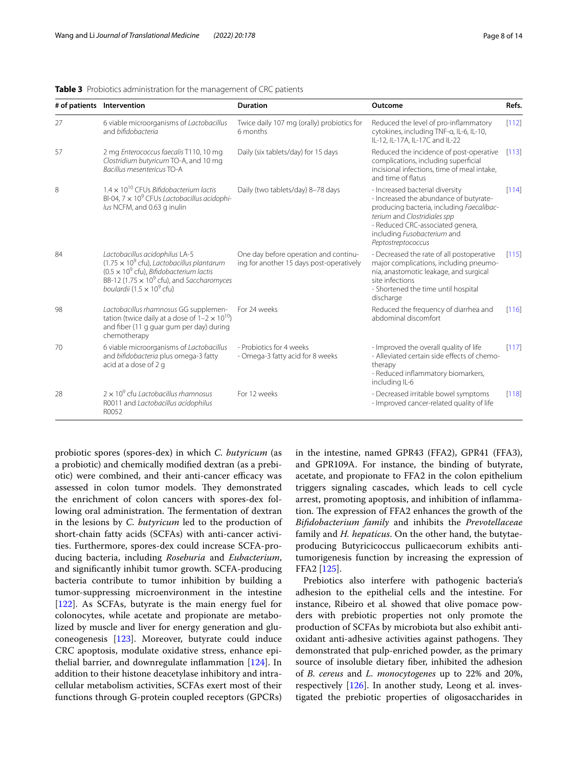**Table 3** Probiotics administration for the management of CRC patients

| # of patients | Intervention | Duration | Outcome | Refs. |
|---|---|---|---|---|
| 27 | 6 viable microorganisms of *Lactobacillus* and *bifidobacteria* | Twice daily 107 mg (orally) probiotics for 6 months | Reduced the level of pro-inflammatory cytokines, including TNF-α, IL-6, IL-10, IL-12, IL-17A, IL-17C and IL-22 | [112] |
| 57 | 2 mg *Enterococcus faecalis* T110, 10 mg *Clostridium butyricum* TO-A, and 10 mg *Bacillus mesentericus* TO-A | Daily (six tablets/day) for 15 days | Reduced the incidence of post-operative complications, including superficial incisional infections, time of meal intake, and time of flatus | [113] |
| 8 | $1.4 \times 10^{10}$ CFUs *Bifidobacterium lactis* Bl-04, $7 \times 10^{9}$ CFUs *Lactobacillus acidophilus* NCFM, and 0.63 g inulin | Daily (two tablets/day) 8–78 days | - Increased bacterial diversity<br>- Increased the abundance of butyrate-producing bacteria, including *Faecalibacterium* and *Clostridiales spp*<br>- Reduced CRC-associated genera, including *Fusobacterium* and *Peptostreptococcus* | [114] |
| 84 | *Lactobacillus acidophilus* LA-5 ($1.75 \times 10^{9}$ cfu), *Lactobacillus plantarum* ($0.5 \times 10^{9}$ cfu), *Bifidobacterium lactis* BB-12 ($1.75 \times 10^{9}$ cfu), and *Saccharomyces boulardii* ($1.5 \times 10^{9}$ cfu) | One day before operation and continuing for another 15 days post-operatively | - Decreased the rate of all postoperative major complications, including pneumonia, anastomotic leakage, and surgical site infections<br>- Shortened the time until hospital discharge | [115] |
| 98 | *Lactobacillus rhamnosus* GG supplementation (twice daily at a dose of $1–2 \times 10^{10}$) and fiber (11 g guar gum per day) during chemotherapy | For 24 weeks | Reduced the frequency of diarrhea and abdominal discomfort | [116] |
| 70 | 6 viable microorganisms of *Lactobacillus* and *bifidobacteria* plus omega-3 fatty acid at a dose of 2 g | - Probiotics for 4 weeks<br>- Omega-3 fatty acid for 8 weeks | - Improved the overall quality of life<br>- Alleviated certain side effects of chemotherapy<br>- Reduced inflammatory biomarkers, including IL-6 | [117] |
| 28 | $2 \times 10^{9}$ cfu *Lactobacillus rhamnosus* R0011 and *Lactobacillus acidophilus* R0052 | For 12 weeks | - Decreased irritable bowel symptoms<br>- Improved cancer-related quality of life | [118] |

probiotic spores (spores-dex) in which *C. butyricum* (as a probiotic) and chemically modified dextran (as a prebiotic) were combined, and their anti-cancer efficacy was assessed in colon tumor models. They demonstrated the enrichment of colon cancers with spores-dex following oral administration. The fermentation of dextran in the lesions by *C. butyricum* led to the production of short-chain fatty acids (SCFAs) with anti-cancer activities. Furthermore, spores-dex could increase SCFA-producing bacteria, including *Roseburia* and *Eubacterium*, and significantly inhibit tumor growth. SCFA-producing bacteria contribute to tumor inhibition by building a tumor-suppressing microenvironment in the intestine [122]. As SCFAs, butyrate is the main energy fuel for colonocytes, while acetate and propionate are metabolized by muscle and liver for energy generation and gluconeogenesis [123]. Moreover, butyrate could induce CRC apoptosis, modulate oxidative stress, enhance epithelial barrier, and downregulate inflammation [124]. In addition to their histone deacetylase inhibitory and intracellular metabolism activities, SCFAs exert most of their functions through G-protein coupled receptors (GPCRs) in the intestine, named GPR43 (FFA2), GPR41 (FFA3), and GPR109A. For instance, the binding of butyrate, acetate, and propionate to FFA2 in the colon epithelium triggers signaling cascades, which leads to cell cycle arrest, promoting apoptosis, and inhibition of inflammation. The expression of FFA2 enhances the growth of the *Bifidobacterium family* and inhibits the *Prevotellaceae* family and *H. hepaticus*. On the other hand, the butytae-producing Butyricicoccus pullicaecorum exhibits anti-tumorigenesis function by increasing the expression of FFA2 [125].

Prebiotics also interfere with pathogenic bacteria's adhesion to the epithelial cells and the intestine. For instance, Ribeiro et al. showed that olive pomace powders with prebiotic properties not only promote the production of SCFAs by microbiota but also exhibit antioxidant anti-adhesive activities against pathogens. They demonstrated that pulp-enriched powder, as the primary source of insoluble dietary fiber, inhibited the adhesion of *B. cereus* and *L. monocytogenes* up to 22% and 20%, respectively [126]. In another study, Leong et al. investigated the prebiotic properties of oligosaccharides in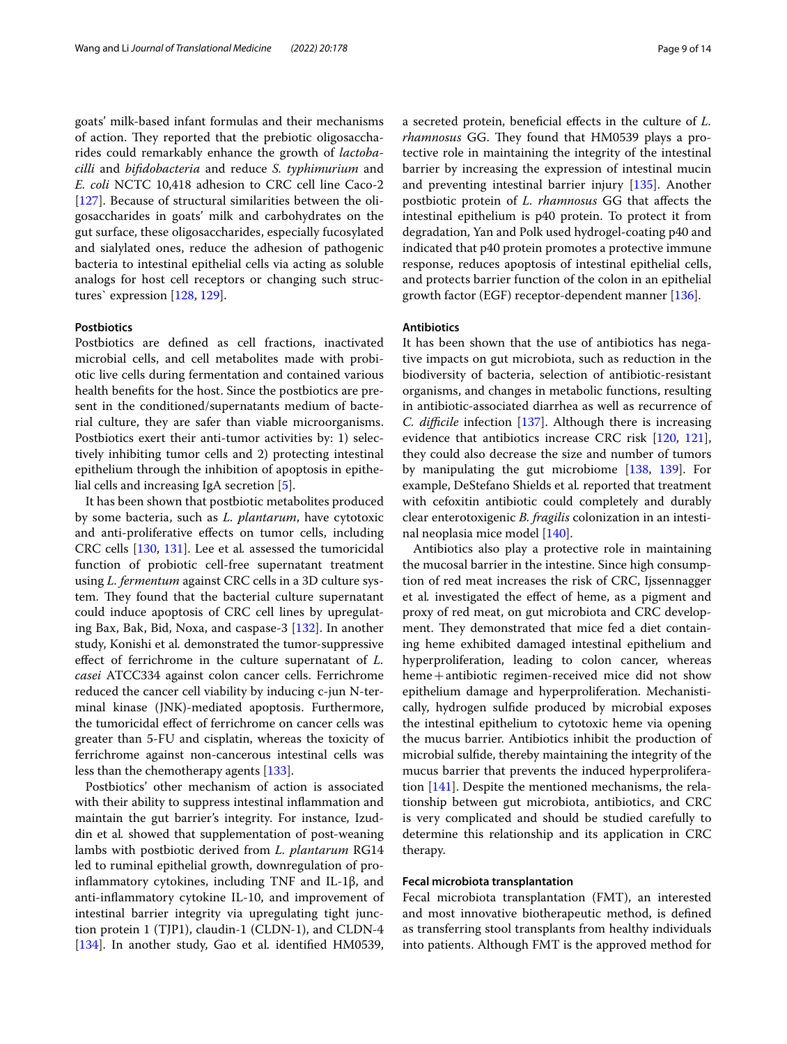goats' milk-based infant formulas and their mechanisms of action. They reported that the prebiotic oligosaccharides could remarkably enhance the growth of *lactobacilli* and *bifidobacteria* and reduce *S. typhimurium* and *E. coli* NCTC 10,418 adhesion to CRC cell line Caco-2 [127]. Because of structural similarities between the oligosaccharides in goats' milk and carbohydrates on the gut surface, these oligosaccharides, especially fucosylated and sialylated ones, reduce the adhesion of pathogenic bacteria to intestinal epithelial cells via acting as soluble analogs for host cell receptors or changing such structures` expression [128, 129].

#### Postbiotics

Postbiotics are defined as cell fractions, inactivated microbial cells, and cell metabolites made with probiotic live cells during fermentation and contained various health benefits for the host. Since the postbiotics are present in the conditioned/supernatants medium of bacterial culture, they are safer than viable microorganisms. Postbiotics exert their anti-tumor activities by: 1) selectively inhibiting tumor cells and 2) protecting intestinal epithelium through the inhibition of apoptosis in epithelial cells and increasing IgA secretion [5].

It has been shown that postbiotic metabolites produced by some bacteria, such as *L. plantarum*, have cytotoxic and anti-proliferative effects on tumor cells, including CRC cells [130, 131]. Lee et al. assessed the tumoricidal function of probiotic cell-free supernatant treatment using *L. fermentum* against CRC cells in a 3D culture system. They found that the bacterial culture supernatant could induce apoptosis of CRC cell lines by upregulating Bax, Bak, Bid, Noxa, and caspase-3 [132]. In another study, Konishi et al. demonstrated the tumor-suppressive effect of ferrichrome in the culture supernatant of *L. casei* ATCC334 against colon cancer cells. Ferrichrome reduced the cancer cell viability by inducing c-jun N-terminal kinase (JNK)-mediated apoptosis. Furthermore, the tumoricidal effect of ferrichrome on cancer cells was greater than 5-FU and cisplatin, whereas the toxicity of ferrichrome against non-cancerous intestinal cells was less than the chemotherapy agents [133].

Postbiotics' other mechanism of action is associated with their ability to suppress intestinal inflammation and maintain the gut barrier's integrity. For instance, Izuddin et al. showed that supplementation of post-weaning lambs with postbiotic derived from *L. plantarum* RG14 led to ruminal epithelial growth, downregulation of pro-inflammatory cytokines, including TNF and IL-1β, and anti-inflammatory cytokine IL-10, and improvement of intestinal barrier integrity via upregulating tight junction protein 1 (TJP1), claudin-1 (CLDN-1), and CLDN-4 [134]. In another study, Gao et al. identified HM0539, a secreted protein, beneficial effects in the culture of *L. rhamnosus* GG. They found that HM0539 plays a protective role in maintaining the integrity of the intestinal barrier by increasing the expression of intestinal mucin and preventing intestinal barrier injury [135]. Another postbiotic protein of *L. rhamnosus* GG that affects the intestinal epithelium is p40 protein. To protect it from degradation, Yan and Polk used hydrogel-coating p40 and indicated that p40 protein promotes a protective immune response, reduces apoptosis of intestinal epithelial cells, and protects barrier function of the colon in an epithelial growth factor (EGF) receptor-dependent manner [136].

#### Antibiotics

It has been shown that the use of antibiotics has negative impacts on gut microbiota, such as reduction in the biodiversity of bacteria, selection of antibiotic-resistant organisms, and changes in metabolic functions, resulting in antibiotic-associated diarrhea as well as recurrence of *C. difficile* infection [137]. Although there is increasing evidence that antibiotics increase CRC risk [120, 121], they could also decrease the size and number of tumors by manipulating the gut microbiome [138, 139]. For example, DeStefano Shields et al. reported that treatment with cefoxitin antibiotic could completely and durably clear enterotoxigenic *B. fragilis* colonization in an intestinal neoplasia mice model [140].

Antibiotics also play a protective role in maintaining the mucosal barrier in the intestine. Since high consumption of red meat increases the risk of CRC, Ijssennagger et al. investigated the effect of heme, as a pigment and proxy of red meat, on gut microbiota and CRC development. They demonstrated that mice fed a diet containing heme exhibited damaged intestinal epithelium and hyperproliferation, leading to colon cancer, whereas heme + antibiotic regimen-received mice did not show epithelium damage and hyperproliferation. Mechanistically, hydrogen sulfide produced by microbial exposes the intestinal epithelium to cytotoxic heme via opening the mucus barrier. Antibiotics inhibit the production of microbial sulfide, thereby maintaining the integrity of the mucus barrier that prevents the induced hyperproliferation [141]. Despite the mentioned mechanisms, the relationship between gut microbiota, antibiotics, and CRC is very complicated and should be studied carefully to determine this relationship and its application in CRC therapy.

#### Fecal microbiota transplantation

Fecal microbiota transplantation (FMT), an interested and most innovative biotherapeutic method, is defined as transferring stool transplants from healthy individuals into patients. Although FMT is the approved method for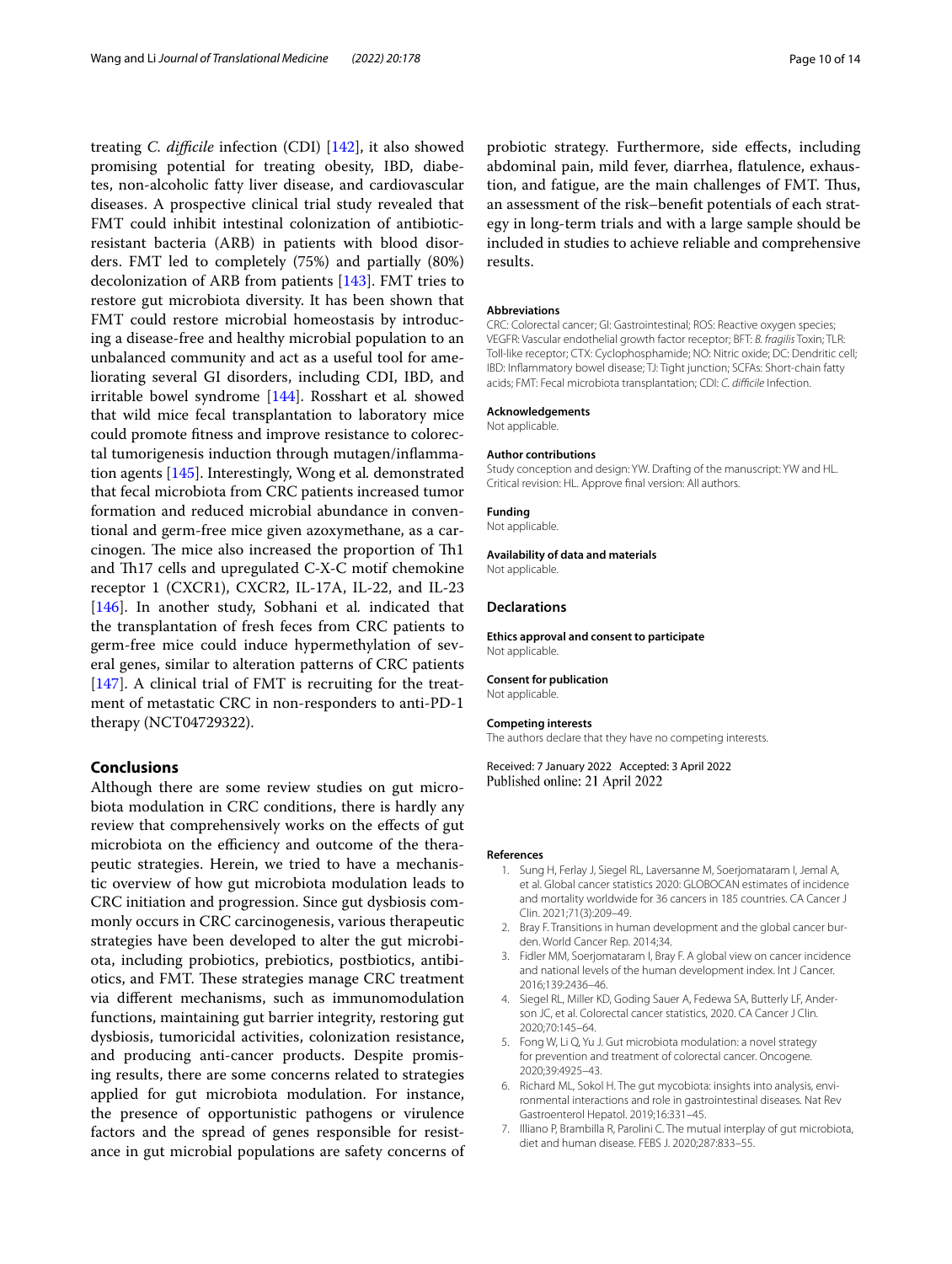treating *C. difficile* infection (CDI) [142], it also showed promising potential for treating obesity, IBD, diabetes, non-alcoholic fatty liver disease, and cardiovascular diseases. A prospective clinical trial study revealed that FMT could inhibit intestinal colonization of antibiotic-resistant bacteria (ARB) in patients with blood disorders. FMT led to completely (75%) and partially (80%) decolonization of ARB from patients [143]. FMT tries to restore gut microbiota diversity. It has been shown that FMT could restore microbial homeostasis by introducing a disease-free and healthy microbial population to an unbalanced community and act as a useful tool for ameliorating several GI disorders, including CDI, IBD, and irritable bowel syndrome [144]. Rosshart et al*.* showed that wild mice fecal transplantation to laboratory mice could promote fitness and improve resistance to colorectal tumorigenesis induction through mutagen/inflammation agents [145]. Interestingly, Wong et al*.* demonstrated that fecal microbiota from CRC patients increased tumor formation and reduced microbial abundance in conventional and germ-free mice given azoxymethane, as a carcinogen. The mice also increased the proportion of Th1 and Th17 cells and upregulated C-X-C motif chemokine receptor 1 (CXCR1), CXCR2, IL-17A, IL-22, and IL-23 [146]. In another study, Sobhani et al*.* indicated that the transplantation of fresh feces from CRC patients to germ-free mice could induce hypermethylation of several genes, similar to alteration patterns of CRC patients [147]. A clinical trial of FMT is recruiting for the treatment of metastatic CRC in non-responders to anti-PD-1 therapy (NCT04729322).

## Conclusions

Although there are some review studies on gut microbiota modulation in CRC conditions, there is hardly any review that comprehensively works on the effects of gut microbiota on the efficiency and outcome of the therapeutic strategies. Herein, we tried to have a mechanistic overview of how gut microbiota modulation leads to CRC initiation and progression. Since gut dysbiosis commonly occurs in CRC carcinogenesis, various therapeutic strategies have been developed to alter the gut microbiota, including probiotics, prebiotics, postbiotics, antibiotics, and FMT. These strategies manage CRC treatment via different mechanisms, such as immunomodulation functions, maintaining gut barrier integrity, restoring gut dysbiosis, tumoricidal activities, colonization resistance, and producing anti-cancer products. Despite promising results, there are some concerns related to strategies applied for gut microbiota modulation. For instance, the presence of opportunistic pathogens or virulence factors and the spread of genes responsible for resistance in gut microbial populations are safety concerns of probiotic strategy. Furthermore, side effects, including abdominal pain, mild fever, diarrhea, flatulence, exhaustion, and fatigue, are the main challenges of FMT. Thus, an assessment of the risk–benefit potentials of each strategy in long-term trials and with a large sample should be included in studies to achieve reliable and comprehensive results.

#### Abbreviations

CRC: Colorectal cancer; GI: Gastrointestinal; ROS: Reactive oxygen species; VEGFR: Vascular endothelial growth factor receptor; BFT: *B. fragilis* Toxin; TLR: Toll-like receptor; CTX: Cyclophosphamide; NO: Nitric oxide; DC: Dendritic cell; IBD: Inflammatory bowel disease; TJ: Tight junction; SCFAs: Short-chain fatty acids; FMT: Fecal microbiota transplantation; CDI: *C. difficile* Infection.

#### Acknowledgements

Not applicable.

#### Author contributions

Study conception and design: YW. Drafting of the manuscript: YW and HL. Critical revision: HL. Approve final version: All authors.

#### Funding

Not applicable.

#### Availability of data and materials

Not applicable.

### Declarations

#### Ethics approval and consent to participate

Not applicable.

#### Consent for publication

Not applicable.

#### Competing interests

The authors declare that they have no competing interests.

Received: 7 January 2022 Accepted: 3 April 2022
Published online: 21 April 2022

#### References

1. Sung H, Ferlay J, Siegel RL, Laversanne M, Soerjomataram I, Jemal A, et al. Global cancer statistics 2020: GLOBOCAN estimates of incidence and mortality worldwide for 36 cancers in 185 countries. CA Cancer J Clin. 2021;71(3):209–49.
2. Bray F. Transitions in human development and the global cancer burden. World Cancer Rep. 2014;34.
3. Fidler MM, Soerjomataram I, Bray F. A global view on cancer incidence and national levels of the human development index. Int J Cancer. 2016;139:2436–46.
4. Siegel RL, Miller KD, Goding Sauer A, Fedewa SA, Butterly LF, Anderson JC, et al. Colorectal cancer statistics, 2020. CA Cancer J Clin. 2020;70:145–64.
5. Fong W, Li Q, Yu J. Gut microbiota modulation: a novel strategy for prevention and treatment of colorectal cancer. Oncogene. 2020;39:4925–43.
6. Richard ML, Sokol H. The gut mycobiota: insights into analysis, environmental interactions and role in gastrointestinal diseases. Nat Rev Gastroenterol Hepatol. 2019;16:331–45.
7. Illiano P, Brambilla R, Parolini C. The mutual interplay of gut microbiota, diet and human disease. FEBS J. 2020;287:833–55.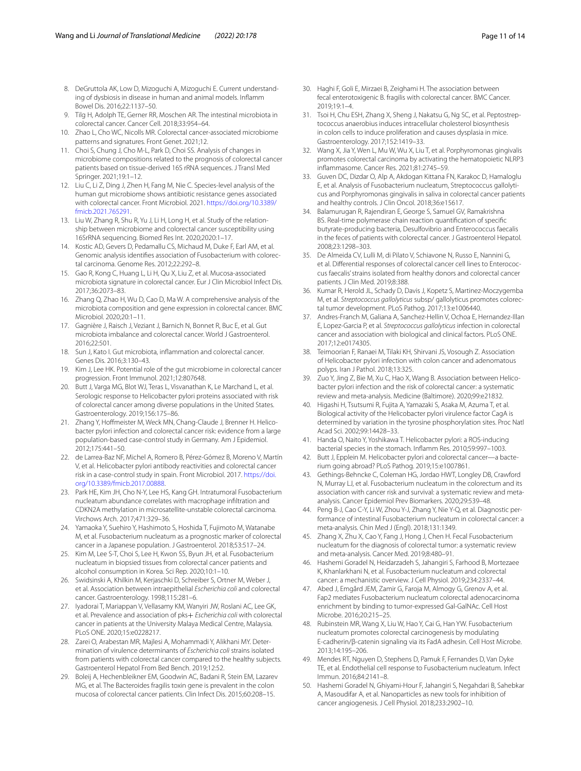8. DeGruttola AK, Low D, Mizoguchi A, Mizoguchi E. Current understanding of dysbiosis in disease in human and animal models. Inflamm Bowel Dis. 2016;22:1137–50.
9. Tilg H, Adolph TE, Gerner RR, Moschen AR. The intestinal microbiota in colorectal cancer. Cancer Cell. 2018;33:954–64.
10. Zhao L, Cho WC, Nicolls MR. Colorectal cancer-associated microbiome patterns and signatures. Front Genet. 2021;12.
11. Choi S, Chung J, Cho M-L, Park D, Choi SS. Analysis of changes in microbiome compositions related to the prognosis of colorectal cancer patients based on tissue-derived 16S rRNA sequences. J Transl Med Springer. 2021;19:1–12.
12. Liu C, Li Z, Ding J, Zhen H, Fang M, Nie C. Species-level analysis of the human gut microbiome shows antibiotic resistance genes associated with colorectal cancer. Front Microbiol. 2021. https://doi.org/10.3389/fmicb.2021.765291.
13. Liu W, Zhang R, Shu R, Yu J, Li H, Long H, et al. Study of the relationship between microbiome and colorectal cancer susceptibility using 16SrRNA sequencing. Biomed Res Int. 2020;2020:1–17.
14. Kostic AD, Gevers D, Pedamallu CS, Michaud M, Duke F, Earl AM, et al. Genomic analysis identifies association of Fusobacterium with colorectal carcinoma. Genome Res. 2012;22:292–8.
15. Gao R, Kong C, Huang L, Li H, Qu X, Liu Z, et al. Mucosa-associated microbiota signature in colorectal cancer. Eur J Clin Microbiol Infect Dis. 2017;36:2073–83.
16. Zhang Q, Zhao H, Wu D, Cao D, Ma W. A comprehensive analysis of the microbiota composition and gene expression in colorectal cancer. BMC Microbiol. 2020;20:1–11.
17. Gagnière J, Raisch J, Veziant J, Barnich N, Bonnet R, Buc E, et al. Gut microbiota imbalance and colorectal cancer. World J Gastroenterol. 2016;22:501.
18. Sun J, Kato I. Gut microbiota, inflammation and colorectal cancer. Genes Dis. 2016;3:130–43.
19. Kim J, Lee HK. Potential role of the gut microbiome in colorectal cancer progression. Front Immunol. 2021;12:807648.
20. Butt J, Varga MG, Blot WJ, Teras L, Visvanathan K, Le Marchand L, et al. Serologic response to Helicobacter pylori proteins associated with risk of colorectal cancer among diverse populations in the United States. Gastroenterology. 2019;156:175–86.
21. Zhang Y, Hoffmeister M, Weck MN, Chang-Claude J, Brenner H. Helicobacter pylori infection and colorectal cancer risk: evidence from a large population-based case-control study in Germany. Am J Epidemiol. 2012;175:441–50.
22. de Larrea-Baz NF, Michel A, Romero B, Pérez-Gómez B, Moreno V, Martín V, et al. Helicobacter pylori antibody reactivities and colorectal cancer risk in a case-control study in spain. Front Microbiol. 2017. https://doi.org/10.3389/fmicb.2017.00888.
23. Park HE, Kim JH, Cho N-Y, Lee HS, Kang GH. Intratumoral Fusobacterium nucleatum abundance correlates with macrophage infiltration and CDKN2A methylation in microsatellite-unstable colorectal carcinoma. Virchows Arch. 2017;471:329–36.
24. Yamaoka Y, Suehiro Y, Hashimoto S, Hoshida T, Fujimoto M, Watanabe M, et al. Fusobacterium nucleatum as a prognostic marker of colorectal cancer in a Japanese population. J Gastroenterol. 2018;53:517–24.
25. Kim M, Lee S-T, Choi S, Lee H, Kwon SS, Byun JH, et al. Fusobacterium nucleatum in biopsied tissues from colorectal cancer patients and alcohol consumption in Korea. Sci Rep. 2020;10:1–10.
26. Swidsinski A, Khilkin M, Kerjaschki D, Schreiber S, Ortner M, Weber J, et al. Association between intraepithelial *Escherichia coli* and colorectal cancer. Gastroenterology. 1998;115:281–6.
27. Iyadorai T, Mariappan V, Vellasamy KM, Wanyiri JW, Roslani AC, Lee GK, et al. Prevalence and association of pks+ *Escherichia coli* with colorectal cancer in patients at the University Malaya Medical Centre, Malaysia. PLoS ONE. 2020;15:e0228217.
28. Zarei O, Arabestan MR, Majlesi A, Mohammadi Y, Alikhani MY. Determination of virulence determinants of *Escherichia coli* strains isolated from patients with colorectal cancer compared to the healthy subjects. Gastroenterol Hepatol From Bed Bench. 2019;12:52.
29. Boleij A, Hechenbleikner EM, Goodwin AC, Badani R, Stein EM, Lazarev MG, et al. The Bacteroides fragilis toxin gene is prevalent in the colon mucosa of colorectal cancer patients. Clin Infect Dis. 2015;60:208–15.
30. Haghi F, Goli E, Mirzaei B, Zeighami H. The association between fecal enterotoxigenic B. fragilis with colorectal cancer. BMC Cancer. 2019;19:1–4.
31. Tsoi H, Chu ESH, Zhang X, Sheng J, Nakatsu G, Ng SC, et al. Peptostreptococcus anaerobius induces intracellular cholesterol biosynthesis in colon cells to induce proliferation and causes dysplasia in mice. Gastroenterology. 2017;152:1419–33.
32. Wang X, Jia Y, Wen L, Mu W, Wu X, Liu T, et al. Porphyromonas gingivalis promotes colorectal carcinoma by activating the hematopoietic NLRP3 inflammasome. Cancer Res. 2021;81:2745–59.
33. Guven DC, Dizdar O, Alp A, Akdogan Kittana FN, Karakoc D, Hamaloglu E, et al. Analysis of Fusobacterium nucleatum, Streptococcus gallolyticus and Porphyromonas gingivalis in saliva in colorectal cancer patients and healthy controls. J Clin Oncol. 2018;36:e15617.
34. Balamurugan R, Rajendiran E, George S, Samuel GV, Ramakrishna BS. Real-time polymerase chain reaction quantification of specific butyrate-producing bacteria, Desulfovibrio and Enterococcus faecalis in the feces of patients with colorectal cancer. J Gastroenterol Hepatol. 2008;23:1298–303.
35. De Almeida CV, Lulli M, di Pilato V, Schiavone N, Russo E, Nannini G, et al. Differential responses of colorectal cancer cell lines to Enterococcus faecalis' strains isolated from healthy donors and colorectal cancer patients. J Clin Med. 2019;8:388.
36. Kumar R, Herold JL, Schady D, Davis J, Kopetz S, Martinez-Moczygemba M, et al. *Streptococcus gallolyticus* subsp/ gallolyticus promotes colorectal tumor development. PLoS Pathog. 2017;13:e1006440.
37. Andres-Franch M, Galiana A, Sanchez-Hellin V, Ochoa E, Hernandez-Illan E, Lopez-Garcia P, et al. *Streptococcus gallolyticus* infection in colorectal cancer and association with biological and clinical factors. PLoS ONE. 2017;12:e0174305.
38. Teimoorian F, Ranaei M, Tilaki KH, Shirvani JS, Vosough Z. Association of Helicobacter pylori infection with colon cancer and adenomatous polyps. Iran J Pathol. 2018;13:325.
39. Zuo Y, Jing Z, Bie M, Xu C, Hao X, Wang B. Association between Helicobacter pylori infection and the risk of colorectal cancer: a systematic review and meta-analysis. Medicine (Baltimore). 2020;99:e21832.
40. Higashi H, Tsutsumi R, Fujita A, Yamazaki S, Asaka M, Azuma T, et al. Biological activity of the Helicobacter pylori virulence factor CagA is determined by variation in the tyrosine phosphorylation sites. Proc Natl Acad Sci. 2002;99:14428–33.
41. Handa O, Naito Y, Yoshikawa T. Helicobacter pylori: a ROS-inducing bacterial species in the stomach. Inflamm Res. 2010;59:997–1003.
42. Butt J, Epplein M. Helicobacter pylori and colorectal cancer—a bacterium going abroad? PLoS Pathog. 2019;15:e1007861.
43. Gethings-Behncke C, Coleman HG, Jordao HWT, Longley DB, Crawford N, Murray LJ, et al. Fusobacterium nucleatum in the colorectum and its association with cancer risk and survival: a systematic review and meta-analysis. Cancer Epidemiol Prev Biomarkers. 2020;29:539–48.
44. Peng B-J, Cao C-Y, Li W, Zhou Y-J, Zhang Y, Nie Y-Q, et al. Diagnostic performance of intestinal Fusobacterium nucleatum in colorectal cancer: a meta-analysis. Chin Med J (Engl). 2018;131:1349.
45. Zhang X, Zhu X, Cao Y, Fang J, Hong J, Chen H. Fecal Fusobacterium nucleatum for the diagnosis of colorectal tumor: a systematic review and meta-analysis. Cancer Med. 2019;8:480–91.
46. Hashemi Goradel N, Heidarzadeh S, Jahangiri S, Farhood B, Mortezaee K, Khanlarkhani N, et al. Fusobacterium nucleatum and colorectal cancer: a mechanistic overview. J Cell Physiol. 2019;234:2337–44.
47. Abed J, Emgård JEM, Zamir G, Faroja M, Almogy G, Grenov A, et al. Fap2 mediates Fusobacterium nucleatum colorectal adenocarcinoma enrichment by binding to tumor-expressed Gal-GalNAc. Cell Host Microbe. 2016;20:215–25.
48. Rubinstein MR, Wang X, Liu W, Hao Y, Cai G, Han YW. Fusobacterium nucleatum promotes colorectal carcinogenesis by modulating E-cadherin/β-catenin signaling via its FadA adhesin. Cell Host Microbe. 2013;14:195–206.
49. Mendes RT, Nguyen D, Stephens D, Pamuk F, Fernandes D, Van Dyke TE, et al. Endothelial cell response to Fusobacterium nucleatum. Infect Immun. 2016;84:2141–8.
50. Hashemi Goradel N, Ghiyami-Hour F, Jahangiri S, Negahdari B, Sahebkar A, Masoudifar A, et al. Nanoparticles as new tools for inhibition of cancer angiogenesis. J Cell Physiol. 2018;233:2902–10.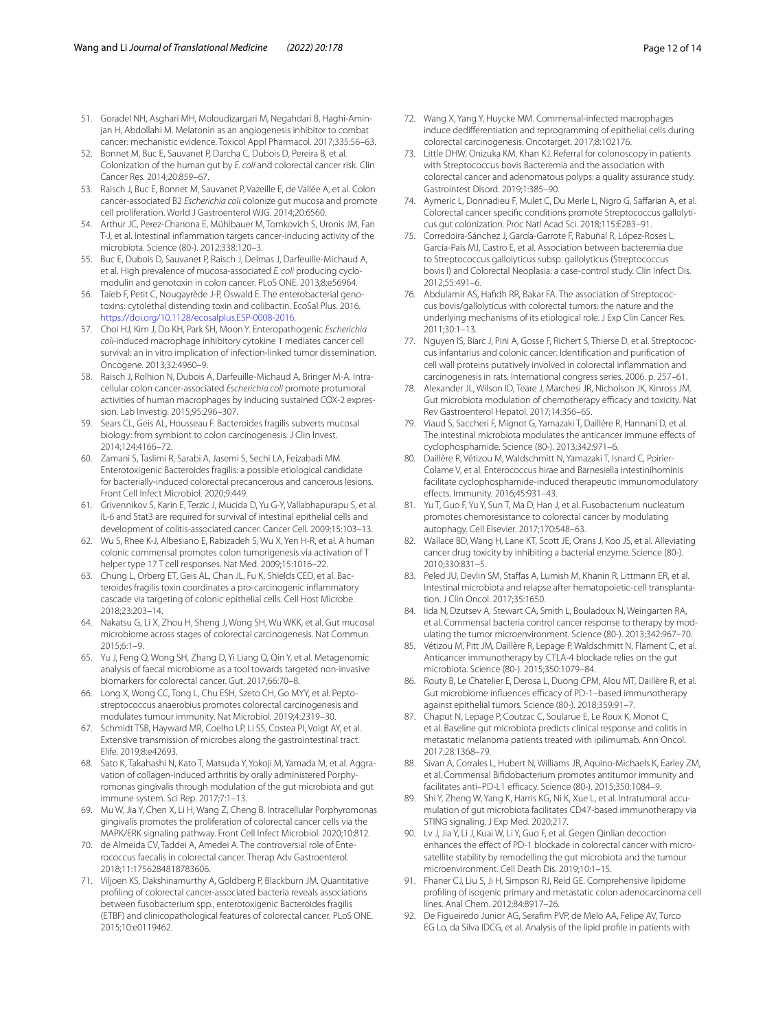51. Goradel NH, Asghari MH, Moloudizargari M, Negahdari B, Haghi-Aminjan H, Abdollahi M. Melatonin as an angiogenesis inhibitor to combat cancer: mechanistic evidence. Toxicol Appl Pharmacol. 2017;335:56–63.
52. Bonnet M, Buc E, Sauvanet P, Darcha C, Dubois D, Pereira B, et al. Colonization of the human gut by *E. coli* and colorectal cancer risk. Clin Cancer Res. 2014;20:859–67.
53. Raisch J, Buc E, Bonnet M, Sauvanet P, Vazeille E, de Vallée A, et al. Colon cancer-associated B2 *Escherichia coli* colonize gut mucosa and promote cell proliferation. World J Gastroenterol WJG. 2014;20:6560.
54. Arthur JC, Perez-Chanona E, Mühlbauer M, Tomkovich S, Uronis JM, Fan T-J, et al. Intestinal inflammation targets cancer-inducing activity of the microbiota. Science (80-). 2012;338:120–3.
55. Buc E, Dubois D, Sauvanet P, Raisch J, Delmas J, Darfeuille-Michaud A, et al. High prevalence of mucosa-associated *E. coli* producing cyclomodulin and genotoxin in colon cancer. PLoS ONE. 2013;8:e56964.
56. Taieb F, Petit C, Nougayrède J-P, Oswald E. The enterobacterial genotoxins: cytolethal distending toxin and colibactin. EcoSal Plus. 2016. https://doi.org/10.1128/ecosalplus.ESP-0008-2016.
57. Choi HJ, Kim J, Do KH, Park SH, Moon Y. Enteropathogenic *Escherichia coli*-induced macrophage inhibitory cytokine 1 mediates cancer cell survival: an in vitro implication of infection-linked tumor dissemination. Oncogene. 2013;32:4960–9.
58. Raisch J, Rolhion N, Dubois A, Darfeuille-Michaud A, Bringer M-A. Intracellular colon cancer-associated *Escherichia coli* promote protumoral activities of human macrophages by inducing sustained COX-2 expression. Lab Investig. 2015;95:296–307.
59. Sears CL, Geis AL, Housseau F. Bacteroides fragilis subverts mucosal biology: from symbiont to colon carcinogenesis. J Clin Invest. 2014;124:4166–72.
60. Zamani S, Taslimi R, Sarabi A, Jasemi S, Sechi LA, Feizabadi MM. Enterotoxigenic Bacteroides fragilis: a possible etiological candidate for bacterially-induced colorectal precancerous and cancerous lesions. Front Cell Infect Microbiol. 2020;9:449.
61. Grivennikov S, Karin E, Terzic J, Mucida D, Yu G-Y, Vallabhapurapu S, et al. IL-6 and Stat3 are required for survival of intestinal epithelial cells and development of colitis-associated cancer. Cancer Cell. 2009;15:103–13.
62. Wu S, Rhee K-J, Albesiano E, Rabizadeh S, Wu X, Yen H-R, et al. A human colonic commensal promotes colon tumorigenesis via activation of T helper type 17 T cell responses. Nat Med. 2009;15:1016–22.
63. Chung L, Orberg ET, Geis AL, Chan JL, Fu K, Shields CED, et al. Bacteroides fragilis toxin coordinates a pro-carcinogenic inflammatory cascade via targeting of colonic epithelial cells. Cell Host Microbe. 2018;23:203–14.
64. Nakatsu G, Li X, Zhou H, Sheng J, Wong SH, Wu WKK, et al. Gut mucosal microbiome across stages of colorectal carcinogenesis. Nat Commun. 2015;6:1–9.
65. Yu J, Feng Q, Wong SH, Zhang D, Yi Liang Q, Qin Y, et al. Metagenomic analysis of faecal microbiome as a tool towards targeted non-invasive biomarkers for colorectal cancer. Gut. 2017;66:70–8.
66. Long X, Wong CC, Tong L, Chu ESH, Szeto CH, Go MYY, et al. Peptostreptococcus anaerobius promotes colorectal carcinogenesis and modulates tumour immunity. Nat Microbiol. 2019;4:2319–30.
67. Schmidt TSB, Hayward MR, Coelho LP, Li SS, Costea PI, Voigt AY, et al. Extensive transmission of microbes along the gastrointestinal tract. Elife. 2019;8:e42693.
68. Sato K, Takahashi N, Kato T, Matsuda Y, Yokoji M, Yamada M, et al. Aggravation of collagen-induced arthritis by orally administered Porphyromonas gingivalis through modulation of the gut microbiota and gut immune system. Sci Rep. 2017;7:1–13.
69. Mu W, Jia Y, Chen X, Li H, Wang Z, Cheng B. Intracellular Porphyromonas gingivalis promotes the proliferation of colorectal cancer cells via the MAPK/ERK signaling pathway. Front Cell Infect Microbiol. 2020;10:812.
70. de Almeida CV, Taddei A, Amedei A. The controversial role of Enterococcus faecalis in colorectal cancer. Therap Adv Gastroenterol. 2018;11:1756284818783606.
71. Viljoen KS, Dakshinamurthy A, Goldberg P, Blackburn JM. Quantitative profiling of colorectal cancer-associated bacteria reveals associations between fusobacterium spp., enterotoxigenic Bacteroides fragilis (ETBF) and clinicopathological features of colorectal cancer. PLoS ONE. 2015;10:e0119462.
72. Wang X, Yang Y, Huycke MM. Commensal-infected macrophages induce dedifferentiation and reprogramming of epithelial cells during colorectal carcinogenesis. Oncotarget. 2017;8:102176.
73. Little DHW, Onizuka KM, Khan KJ. Referral for colonoscopy in patients with Streptococcus bovis Bacteremia and the association with colorectal cancer and adenomatous polyps: a quality assurance study. Gastrointest Disord. 2019;1:385–90.
74. Aymeric L, Donnadieu F, Mulet C, Du Merle L, Nigro G, Saffarian A, et al. Colorectal cancer specific conditions promote Streptococcus gallolyticus gut colonization. Proc Natl Acad Sci. 2018;115:E283–91.
75. Corredoira-Sánchez J, García-Garrote F, Rabuñal R, López-Roses L, García-País MJ, Castro E, et al. Association between bacteremia due to Streptococcus gallolyticus subsp. gallolyticus (Streptococcus bovis I) and Colorectal Neoplasia: a case-control study. Clin Infect Dis. 2012;55:491–6.
76. Abdulamir AS, Hafidh RR, Bakar FA. The association of Streptococcus bovis/gallolyticus with colorectal tumors: the nature and the underlying mechanisms of its etiological role. J Exp Clin Cancer Res. 2011;30:1–13.
77. Nguyen IS, Biarc J, Pini A, Gosse F, Richert S, Thierse D, et al. Streptococcus infantarius and colonic cancer: Identification and purification of cell wall proteins putatively involved in colorectal inflammation and carcinogenesis in rats. International congress series. 2006. p. 257–61.
78. Alexander JL, Wilson ID, Teare J, Marchesi JR, Nicholson JK, Kinross JM. Gut microbiota modulation of chemotherapy efficacy and toxicity. Nat Rev Gastroenterol Hepatol. 2017;14:356–65.
79. Viaud S, Saccheri F, Mignot G, Yamazaki T, Daillère R, Hannani D, et al. The intestinal microbiota modulates the anticancer immune effects of cyclophosphamide. Science (80-). 2013;342:971–6.
80. Daillère R, Vétizou M, Waldschmitt N, Yamazaki T, Isnard C, Poirier-Colame V, et al. Enterococcus hirae and Barnesiella intestinihominis facilitate cyclophosphamide-induced therapeutic immunomodulatory effects. Immunity. 2016;45:931–43.
81. Yu T, Guo F, Yu Y, Sun T, Ma D, Han J, et al. Fusobacterium nucleatum promotes chemoresistance to colorectal cancer by modulating autophagy. Cell Elsevier. 2017;170:548–63.
82. Wallace BD, Wang H, Lane KT, Scott JE, Orans J, Koo JS, et al. Alleviating cancer drug toxicity by inhibiting a bacterial enzyme. Science (80-). 2010;330:831–5.
83. Peled JU, Devlin SM, Staffas A, Lumish M, Khanin R, Littmann ER, et al. Intestinal microbiota and relapse after hematopoietic-cell transplantation. J Clin Oncol. 2017;35:1650.
84. Iida N, Dzutsev A, Stewart CA, Smith L, Bouladoux N, Weingarten RA, et al. Commensal bacteria control cancer response to therapy by modulating the tumor microenvironment. Science (80-). 2013;342:967–70.
85. Vétizou M, Pitt JM, Daillère R, Lepage P, Waldschmitt N, Flament C, et al. Anticancer immunotherapy by CTLA-4 blockade relies on the gut microbiota. Science (80-). 2015;350:1079–84.
86. Routy B, Le Chatelier E, Derosa L, Duong CPM, Alou MT, Daillère R, et al. Gut microbiome influences efficacy of PD-1–based immunotherapy against epithelial tumors. Science (80-). 2018;359:91–7.
87. Chaput N, Lepage P, Coutzac C, Soularue E, Le Roux K, Monot C, et al. Baseline gut microbiota predicts clinical response and colitis in metastatic melanoma patients treated with ipilimumab. Ann Oncol. 2017;28:1368–79.
88. Sivan A, Corrales L, Hubert N, Williams JB, Aquino-Michaels K, Earley ZM, et al. Commensal Bifidobacterium promotes antitumor immunity and facilitates anti–PD-L1 efficacy. Science (80-). 2015;350:1084–9.
89. Shi Y, Zheng W, Yang K, Harris KG, Ni K, Xue L, et al. Intratumoral accumulation of gut microbiota facilitates CD47-based immunotherapy via STING signaling. J Exp Med. 2020;217.
90. Lv J, Jia Y, Li J, Kuai W, Li Y, Guo F, et al. Gegen Qinlian decoction enhances the effect of PD-1 blockade in colorectal cancer with microsatellite stability by remodelling the gut microbiota and the tumour microenvironment. Cell Death Dis. 2019;10:1–15.
91. Fhaner CJ, Liu S, Ji H, Simpson RJ, Reid GE. Comprehensive lipidome profiling of isogenic primary and metastatic colon adenocarcinoma cell lines. Anal Chem. 2012;84:8917–26.
92. De Figueiredo Junior AG, Serafim PVP, de Melo AA, Felipe AV, Turco EG Lo, da Silva IDCG, et al. Analysis of the lipid profile in patients with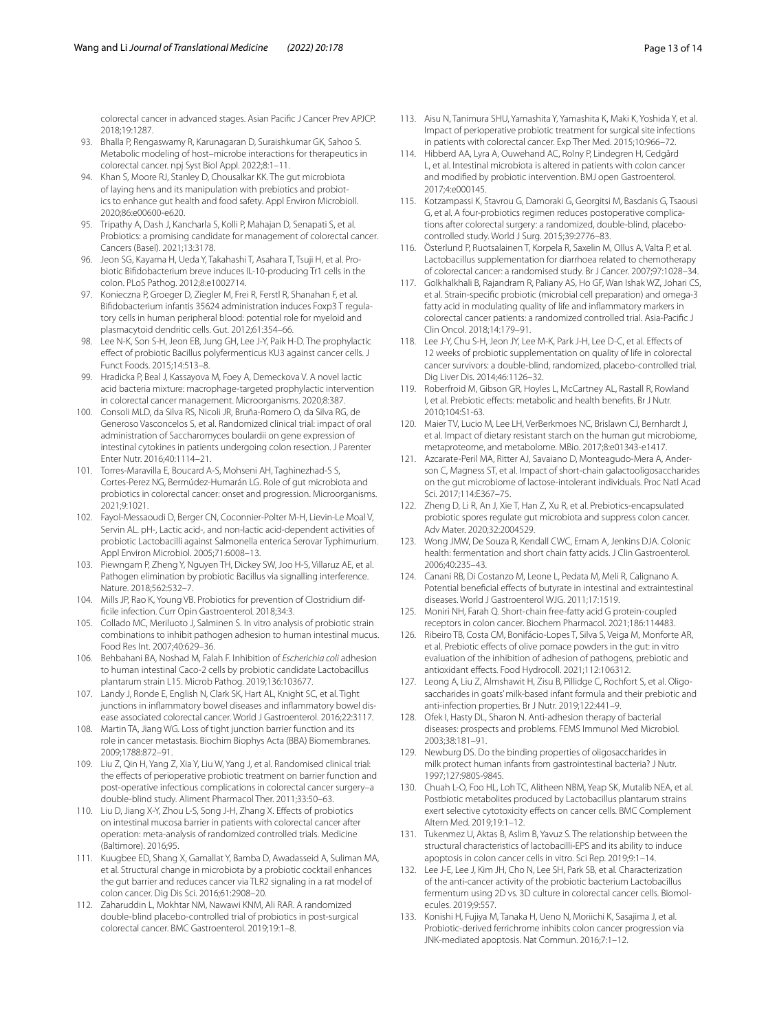colorectal cancer in advanced stages. Asian Pacific J Cancer Prev APJCP. 2018;19:1287.

93. Bhalla P, Rengaswamy R, Karunagaran D, Suraishkumar GK, Sahoo S. Metabolic modeling of host–microbe interactions for therapeutics in colorectal cancer. npj Syst Biol Appl. 2022;8:1–11.
94. Khan S, Moore RJ, Stanley D, Chousalkar KK. The gut microbiota of laying hens and its manipulation with prebiotics and probiotics to enhance gut health and food safety. Appl Environ Microbioll. 2020;86:e00600-e620.
95. Tripathy A, Dash J, Kancharla S, Kolli P, Mahajan D, Senapati S, et al. Probiotics: a promising candidate for management of colorectal cancer. Cancers (Basel). 2021;13:3178.
96. Jeon SG, Kayama H, Ueda Y, Takahashi T, Asahara T, Tsuji H, et al. Probiotic Bifidobacterium breve induces IL-10-producing Tr1 cells in the colon. PLoS Pathog. 2012;8:e1002714.
97. Konieczna P, Groeger D, Ziegler M, Frei R, Ferstl R, Shanahan F, et al. Bifidobacterium infantis 35624 administration induces Foxp3 T regulatory cells in human peripheral blood: potential role for myeloid and plasmacytoid dendritic cells. Gut. 2012;61:354–66.
98. Lee N-K, Son S-H, Jeon EB, Jung GH, Lee J-Y, Paik H-D. The prophylactic effect of probiotic Bacillus polyfermenticus KU3 against cancer cells. J Funct Foods. 2015;14:513–8.
99. Hradicka P, Beal J, Kassayova M, Foey A, Demeckova V. A novel lactic acid bacteria mixture: macrophage-targeted prophylactic intervention in colorectal cancer management. Microorganisms. 2020;8:387.
100. Consoli MLD, da Silva RS, Nicoli JR, Bruña-Romero O, da Silva RG, de Generoso Vasconcelos S, et al. Randomized clinical trial: impact of oral administration of Saccharomyces boulardii on gene expression of intestinal cytokines in patients undergoing colon resection. J Parenter Enter Nutr. 2016;40:1114–21.
101. Torres-Maravilla E, Boucard A-S, Mohseni AH, Taghinezhad-S S, Cortes-Perez NG, Bermúdez-Humarán LG. Role of gut microbiota and probiotics in colorectal cancer: onset and progression. Microorganisms. 2021;9:1021.
102. Fayol-Messaoudi D, Berger CN, Coconnier-Polter M-H, Lievin-Le Moal V, Servin AL. pH-, Lactic acid-, and non-lactic acid-dependent activities of probiotic Lactobacilli against Salmonella enterica Serovar Typhimurium. Appl Environ Microbiol. 2005;71:6008–13.
103. Piewngam P, Zheng Y, Nguyen TH, Dickey SW, Joo H-S, Villaruz AE, et al. Pathogen elimination by probiotic Bacillus via signalling interference. Nature. 2018;562:532–7.
104. Mills JP, Rao K, Young VB. Probiotics for prevention of Clostridium difficile infection. Curr Opin Gastroenterol. 2018;34:3.
105. Collado MC, Meriluoto J, Salminen S. In vitro analysis of probiotic strain combinations to inhibit pathogen adhesion to human intestinal mucus. Food Res Int. 2007;40:629–36.
106. Behbahani BA, Noshad M, Falah F. Inhibition of *Escherichia coli* adhesion to human intestinal Caco-2 cells by probiotic candidate Lactobacillus plantarum strain L15. Microb Pathog. 2019;136:103677.
107. Landy J, Ronde E, English N, Clark SK, Hart AL, Knight SC, et al. Tight junctions in inflammatory bowel diseases and inflammatory bowel disease associated colorectal cancer. World J Gastroenterol. 2016;22:3117.
108. Martin TA, Jiang WG. Loss of tight junction barrier function and its role in cancer metastasis. Biochim Biophys Acta (BBA) Biomembranes. 2009;1788:872–91.
109. Liu Z, Qin H, Yang Z, Xia Y, Liu W, Yang J, et al. Randomised clinical trial: the effects of perioperative probiotic treatment on barrier function and post-operative infectious complications in colorectal cancer surgery–a double-blind study. Aliment Pharmacol Ther. 2011;33:50–63.
110. Liu D, Jiang X-Y, Zhou L-S, Song J-H, Zhang X. Effects of probiotics on intestinal mucosa barrier in patients with colorectal cancer after operation: meta-analysis of randomized controlled trials. Medicine (Baltimore). 2016;95.
111. Kuugbee ED, Shang X, Gamallat Y, Bamba D, Awadasseid A, Suliman MA, et al. Structural change in microbiota by a probiotic cocktail enhances the gut barrier and reduces cancer via TLR2 signaling in a rat model of colon cancer. Dig Dis Sci. 2016;61:2908–20.
112. Zaharuddin L, Mokhtar NM, Nawawi KNM, Ali RAR. A randomized double-blind placebo-controlled trial of probiotics in post-surgical colorectal cancer. BMC Gastroenterol. 2019;19:1–8.
113. Aisu N, Tanimura SHU, Yamashita Y, Yamashita K, Maki K, Yoshida Y, et al. Impact of perioperative probiotic treatment for surgical site infections in patients with colorectal cancer. Exp Ther Med. 2015;10:966–72.
114. Hibberd AA, Lyra A, Ouwehand AC, Rolny P, Lindegren H, Cedgård L, et al. Intestinal microbiota is altered in patients with colon cancer and modified by probiotic intervention. BMJ open Gastroenterol. 2017;4:e000145.
115. Kotzampassi K, Stavrou G, Damoraki G, Georgitsi M, Basdanis G, Tsaousi G, et al. A four-probiotics regimen reduces postoperative complications after colorectal surgery: a randomized, double-blind, placebo-controlled study. World J Surg. 2015;39:2776–83.
116. Österlund P, Ruotsalainen T, Korpela R, Saxelin M, Ollus A, Valta P, et al. Lactobacillus supplementation for diarrhoea related to chemotherapy of colorectal cancer: a randomised study. Br J Cancer. 2007;97:1028–34.
117. Golkhalkhali B, Rajandram R, Paliany AS, Ho GF, Wan Ishak WZ, Johari CS, et al. Strain-specific probiotic (microbial cell preparation) and omega-3 fatty acid in modulating quality of life and inflammatory markers in colorectal cancer patients: a randomized controlled trial. Asia-Pacific J Clin Oncol. 2018;14:179–91.
118. Lee J-Y, Chu S-H, Jeon JY, Lee M-K, Park J-H, Lee D-C, et al. Effects of 12 weeks of probiotic supplementation on quality of life in colorectal cancer survivors: a double-blind, randomized, placebo-controlled trial. Dig Liver Dis. 2014;46:1126–32.
119. Roberfroid M, Gibson GR, Hoyles L, McCartney AL, Rastall R, Rowland I, et al. Prebiotic effects: metabolic and health benefits. Br J Nutr. 2010;104:S1-63.
120. Maier TV, Lucio M, Lee LH, VerBerkmoes NC, Brislawn CJ, Bernhardt J, et al. Impact of dietary resistant starch on the human gut microbiome, metaproteome, and metabolome. MBio. 2017;8:e01343-e1417.
121. Azcarate-Peril MA, Ritter AJ, Savaiano D, Monteagudo-Mera A, Anderson C, Magness ST, et al. Impact of short-chain galactooligosaccharides on the gut microbiome of lactose-intolerant individuals. Proc Natl Acad Sci. 2017;114:E367–75.
122. Zheng D, Li R, An J, Xie T, Han Z, Xu R, et al. Prebiotics-encapsulated probiotic spores regulate gut microbiota and suppress colon cancer. Adv Mater. 2020;32:2004529.
123. Wong JMW, De Souza R, Kendall CWC, Emam A, Jenkins DJA. Colonic health: fermentation and short chain fatty acids. J Clin Gastroenterol. 2006;40:235–43.
124. Canani RB, Di Costanzo M, Leone L, Pedata M, Meli R, Calignano A. Potential beneficial effects of butyrate in intestinal and extraintestinal diseases. World J Gastroenterol WJG. 2011;17:1519.
125. Moniri NH, Farah Q. Short-chain free-fatty acid G protein-coupled receptors in colon cancer. Biochem Pharmacol. 2021;186:114483.
126. Ribeiro TB, Costa CM, Bonifácio-Lopes T, Silva S, Veiga M, Monforte AR, et al. Prebiotic effects of olive pomace powders in the gut: in vitro evaluation of the inhibition of adhesion of pathogens, prebiotic and antioxidant effects. Food Hydrocoll. 2021;112:106312.
127. Leong A, Liu Z, Almshawit H, Zisu B, Pillidge C, Rochfort S, et al. Oligosaccharides in goats' milk-based infant formula and their prebiotic and anti-infection properties. Br J Nutr. 2019;122:441–9.
128. Ofek I, Hasty DL, Sharon N. Anti-adhesion therapy of bacterial diseases: prospects and problems. FEMS Immunol Med Microbiol. 2003;38:181–91.
129. Newburg DS. Do the binding properties of oligosaccharides in milk protect human infants from gastrointestinal bacteria? J Nutr. 1997;127:980S-984S.
130. Chuah L-O, Foo HL, Loh TC, Alitheen NBM, Yeap SK, Mutalib NEA, et al. Postbiotic metabolites produced by Lactobacillus plantarum strains exert selective cytotoxicity effects on cancer cells. BMC Complement Altern Med. 2019;19:1–12.
131. Tukenmez U, Aktas B, Aslim B, Yavuz S. The relationship between the structural characteristics of lactobacilli-EPS and its ability to induce apoptosis in colon cancer cells in vitro. Sci Rep. 2019;9:1–14.
132. Lee J-E, Lee J, Kim JH, Cho N, Lee SH, Park SB, et al. Characterization of the anti-cancer activity of the probiotic bacterium Lactobacillus fermentum using 2D vs. 3D culture in colorectal cancer cells. Biomolecules. 2019;9:557.
133. Konishi H, Fujiya M, Tanaka H, Ueno N, Moriichi K, Sasajima J, et al. Probiotic-derived ferrichrome inhibits colon cancer progression via JNK-mediated apoptosis. Nat Commun. 2016;7:1–12.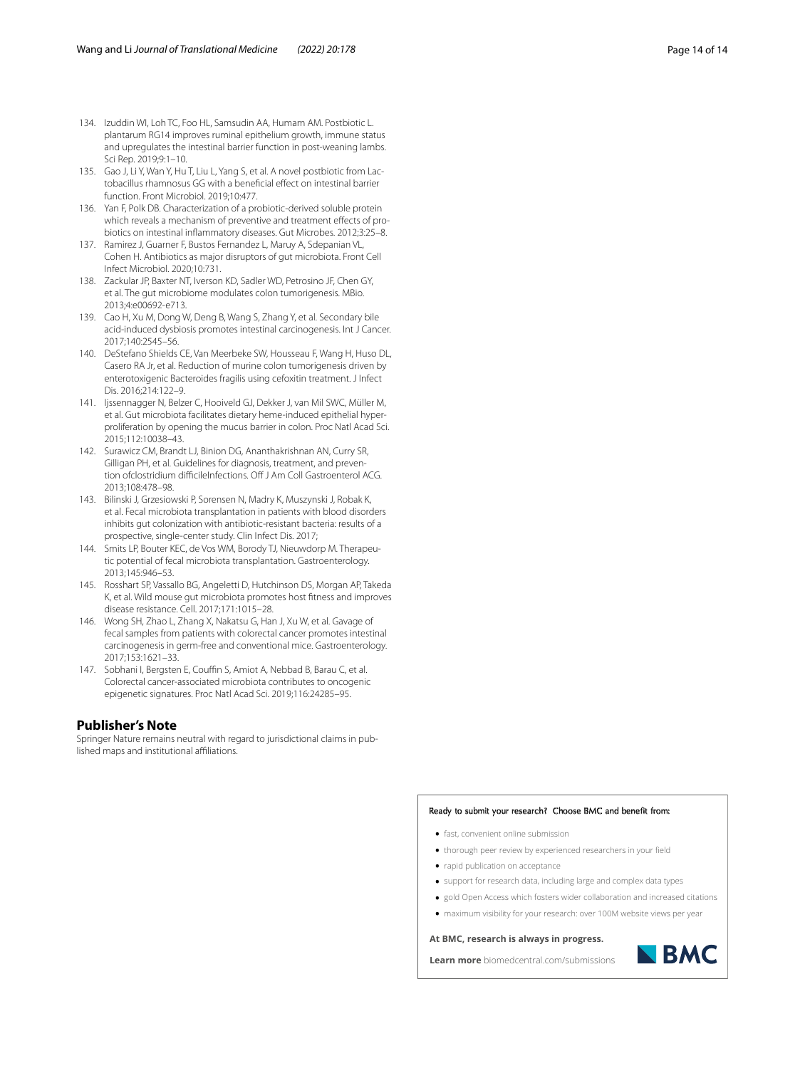134. Izuddin WI, Loh TC, Foo HL, Samsudin AA, Humam AM. Postbiotic L. plantarum RG14 improves ruminal epithelium growth, immune status and upregulates the intestinal barrier function in post-weaning lambs. Sci Rep. 2019;9:1–10.
135. Gao J, Li Y, Wan Y, Hu T, Liu L, Yang S, et al. A novel postbiotic from Lactobacillus rhamnosus GG with a beneficial effect on intestinal barrier function. Front Microbiol. 2019;10:477.
136. Yan F, Polk DB. Characterization of a probiotic-derived soluble protein which reveals a mechanism of preventive and treatment effects of probiotics on intestinal inflammatory diseases. Gut Microbes. 2012;3:25–8.
137. Ramirez J, Guarner F, Bustos Fernandez L, Maruy A, Sdepanian VL, Cohen H. Antibiotics as major disruptors of gut microbiota. Front Cell Infect Microbiol. 2020;10:731.
138. Zackular JP, Baxter NT, Iverson KD, Sadler WD, Petrosino JF, Chen GY, et al. The gut microbiome modulates colon tumorigenesis. MBio. 2013;4:e00692-e713.
139. Cao H, Xu M, Dong W, Deng B, Wang S, Zhang Y, et al. Secondary bile acid-induced dysbiosis promotes intestinal carcinogenesis. Int J Cancer. 2017;140:2545–56.
140. DeStefano Shields CE, Van Meerbeke SW, Housseau F, Wang H, Huso DL, Casero RA Jr, et al. Reduction of murine colon tumorigenesis driven by enterotoxigenic Bacteroides fragilis using cefoxitin treatment. J Infect Dis. 2016;214:122–9.
141. Ijssennagger N, Belzer C, Hooiveld GJ, Dekker J, van Mil SWC, Müller M, et al. Gut microbiota facilitates dietary heme-induced epithelial hyperproliferation by opening the mucus barrier in colon. Proc Natl Acad Sci. 2015;112:10038–43.
142. Surawicz CM, Brandt LJ, Binion DG, Ananthakrishnan AN, Curry SR, Gilligan PH, et al. Guidelines for diagnosis, treatment, and prevention ofclostridium difficileInfections. Off J Am Coll Gastroenterol ACG. 2013;108:478–98.
143. Bilinski J, Grzesiowski P, Sorensen N, Madry K, Muszynski J, Robak K, et al. Fecal microbiota transplantation in patients with blood disorders inhibits gut colonization with antibiotic-resistant bacteria: results of a prospective, single-center study. Clin Infect Dis. 2017;
144. Smits LP, Bouter KEC, de Vos WM, Borody TJ, Nieuwdorp M. Therapeutic potential of fecal microbiota transplantation. Gastroenterology. 2013;145:946–53.
145. Rosshart SP, Vassallo BG, Angeletti D, Hutchinson DS, Morgan AP, Takeda K, et al. Wild mouse gut microbiota promotes host fitness and improves disease resistance. Cell. 2017;171:1015–28.
146. Wong SH, Zhao L, Zhang X, Nakatsu G, Han J, Xu W, et al. Gavage of fecal samples from patients with colorectal cancer promotes intestinal carcinogenesis in germ-free and conventional mice. Gastroenterology. 2017;153:1621–33.
147. Sobhani I, Bergsten E, Couffin S, Amiot A, Nebbad B, Barau C, et al. Colorectal cancer-associated microbiota contributes to oncogenic epigenetic signatures. Proc Natl Acad Sci. 2019;116:24285–95.

## Publisher's Note

Springer Nature remains neutral with regard to jurisdictional claims in published maps and institutional affiliations.

Ready to submit your research? Choose BMC and benefit from:

- fast, convenient online submission
- thorough peer review by experienced researchers in your field
- rapid publication on acceptance
- support for research data, including large and complex data types
- gold Open Access which fosters wider collaboration and increased citations
- maximum visibility for your research: over 100M website views per year

**At BMC, research is always in progress.**

**Learn more** biomedcentral.com/submissions

BMC